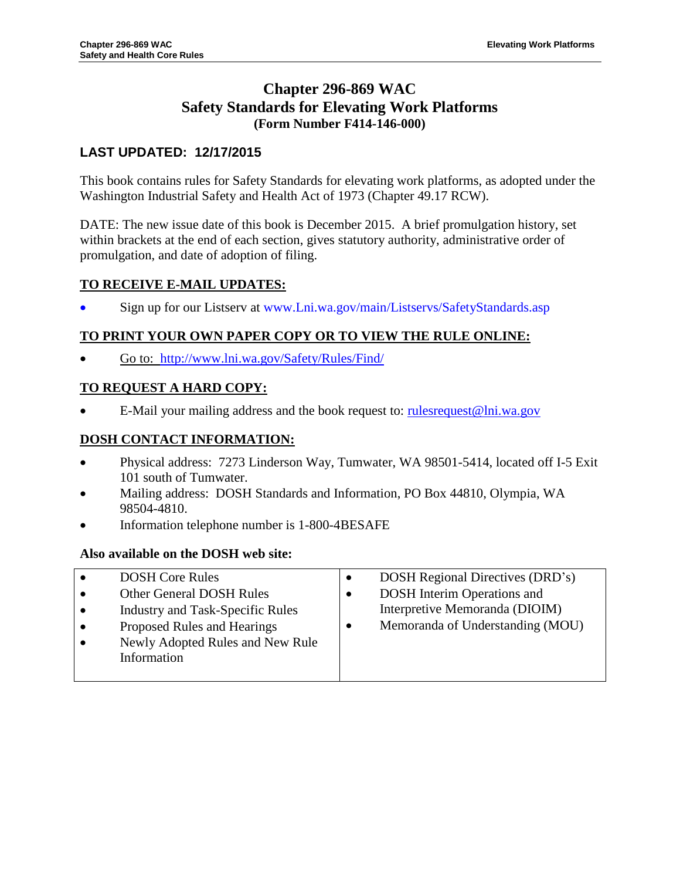# Chapter 296-869 WAC
# Safety Standards for Elevating Work Platforms
**(Form Number F414-146-000)**

## LAST UPDATED: 12/17/2015

This book contains rules for Safety Standards for elevating work platforms, as adopted under the Washington Industrial Safety and Health Act of 1973 (Chapter 49.17 RCW).

DATE: The new issue date of this book is December 2015. A brief promulgation history, set within brackets at the end of each section, gives statutory authority, administrative order of promulgation, and date of adoption of filing.

## TO RECEIVE E-MAIL UPDATES:

- Sign up for our Listserv at www.Lni.wa.gov/main/Listservs/SafetyStandards.asp

## TO PRINT YOUR OWN PAPER COPY OR TO VIEW THE RULE ONLINE:

- Go to: http://www.lni.wa.gov/Safety/Rules/Find/

## TO REQUEST A HARD COPY:

- E-Mail your mailing address and the book request to: rulesrequest@lni.wa.gov

## DOSH CONTACT INFORMATION:

- Physical address: 7273 Linderson Way, Tumwater, WA 98501-5414, located off I-5 Exit 101 south of Tumwater.
- Mailing address: DOSH Standards and Information, PO Box 44810, Olympia, WA 98504-4810.
- Information telephone number is 1-800-4BESAFE

**Also available on the DOSH web site:**

- DOSH Core Rules
- Other General DOSH Rules
- Industry and Task-Specific Rules
- Proposed Rules and Hearings
- Newly Adopted Rules and New Rule Information
- DOSH Regional Directives (DRD's)
- DOSH Interim Operations and Interpretive Memoranda (DIOIM)
- Memoranda of Understanding (MOU)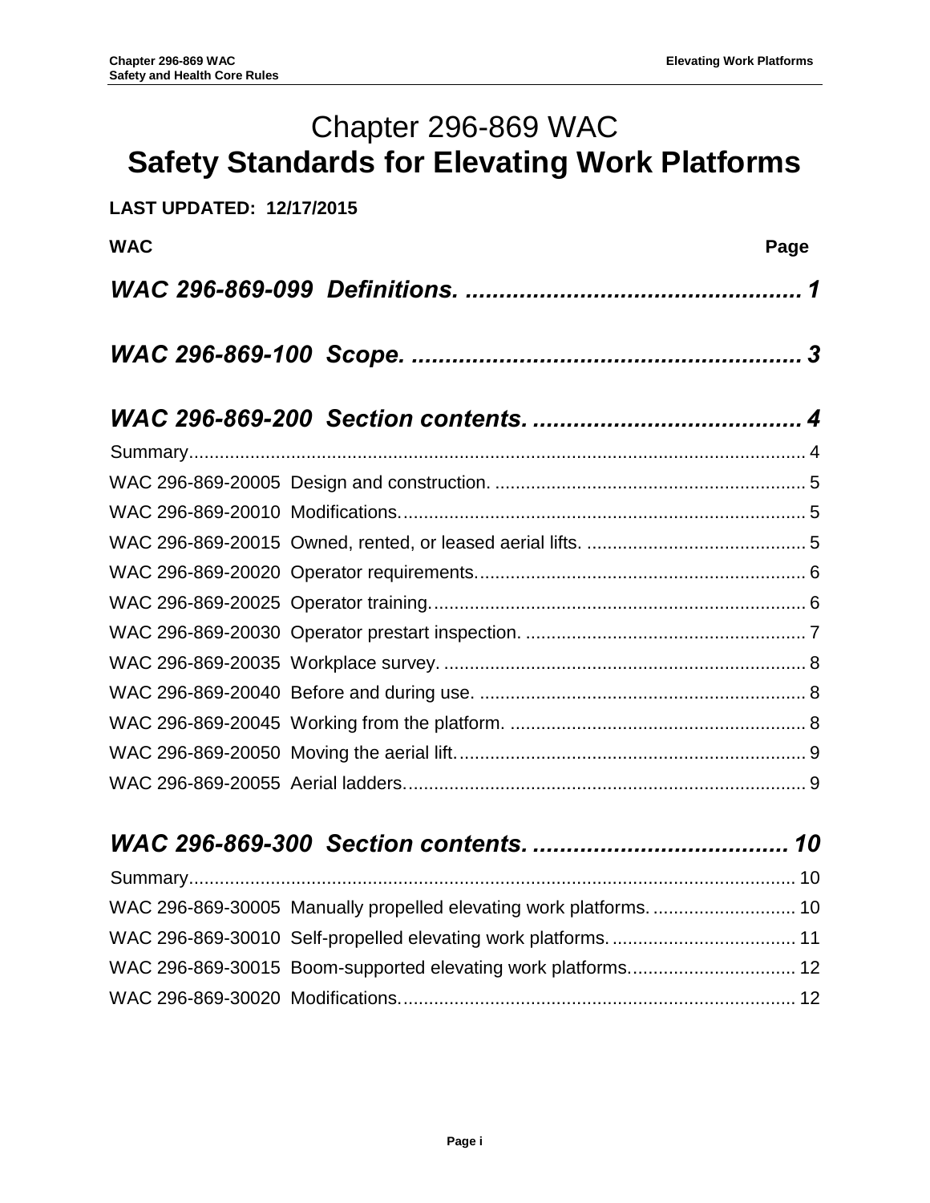# Chapter 296-869 WAC
# Safety Standards for Elevating Work Platforms

**LAST UPDATED: 12/17/2015**

| WAC | Page |
|---|---|
| ***WAC 296-869-099 Definitions.*** | **1** |
| ***WAC 296-869-100 Scope.*** | **3** |
| ***WAC 296-869-200 Section contents.*** | **4** |
| Summary | 4 |
| WAC 296-869-20005 Design and construction. | 5 |
| WAC 296-869-20010 Modifications. | 5 |
| WAC 296-869-20015 Owned, rented, or leased aerial lifts. | 5 |
| WAC 296-869-20020 Operator requirements. | 6 |
| WAC 296-869-20025 Operator training. | 6 |
| WAC 296-869-20030 Operator prestart inspection. | 7 |
| WAC 296-869-20035 Workplace survey. | 8 |
| WAC 296-869-20040 Before and during use. | 8 |
| WAC 296-869-20045 Working from the platform. | 8 |
| WAC 296-869-20050 Moving the aerial lift. | 9 |
| WAC 296-869-20055 Aerial ladders. | 9 |
| ***WAC 296-869-300 Section contents.*** | **10** |
| Summary | 10 |
| WAC 296-869-30005 Manually propelled elevating work platforms. | 10 |
| WAC 296-869-30010 Self-propelled elevating work platforms. | 11 |
| WAC 296-869-30015 Boom-supported elevating work platforms. | 12 |
| WAC 296-869-30020 Modifications. | 12 |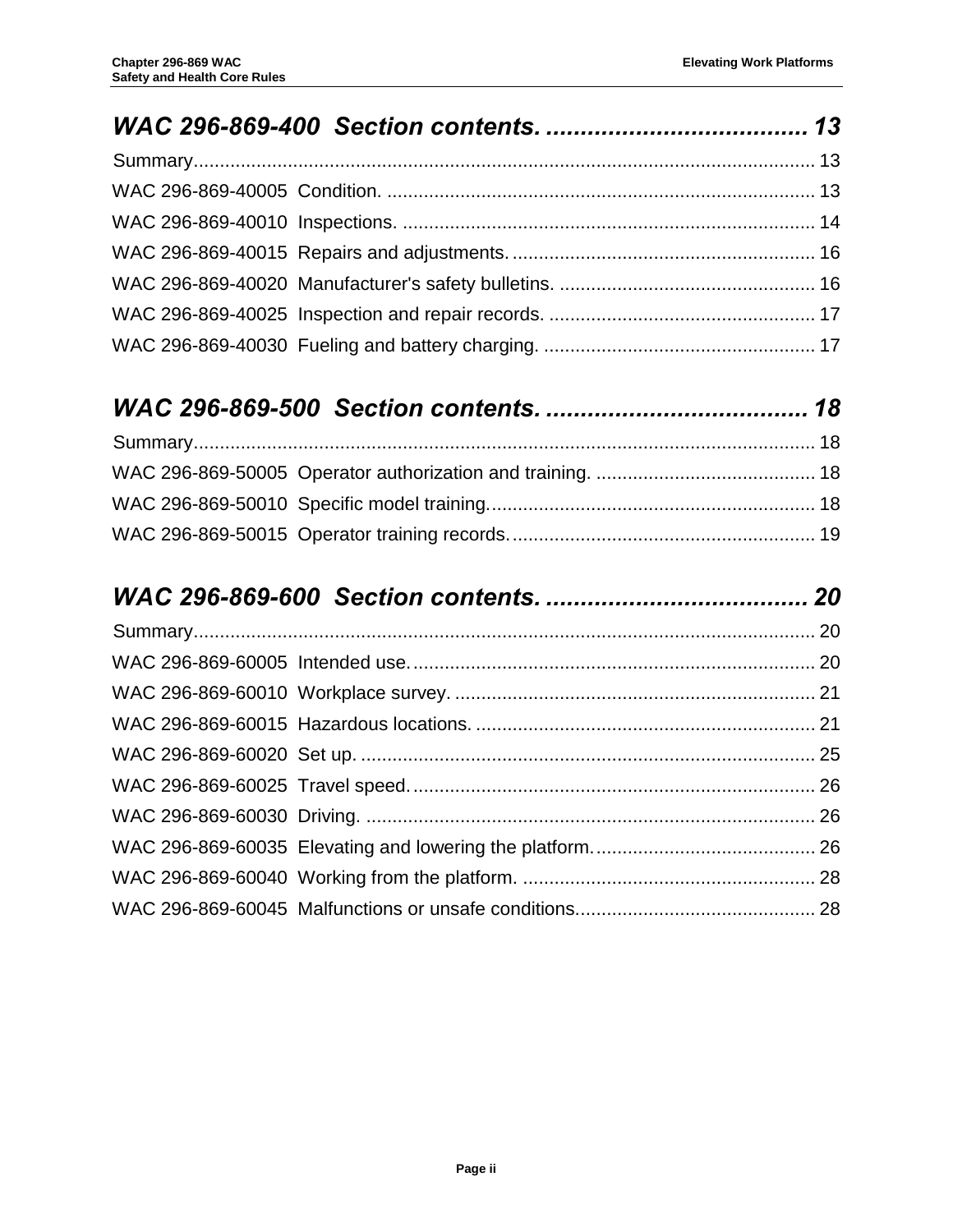## WAC 296-869-400 Section contents. ...................................... 13

Summary...................................................................................................................... 13

WAC 296-869-40005 Condition. ................................................................................. 13

WAC 296-869-40010 Inspections. .............................................................................. 14

WAC 296-869-40015 Repairs and adjustments. .......................................................... 16

WAC 296-869-40020 Manufacturer's safety bulletins. ................................................. 16

WAC 296-869-40025 Inspection and repair records. ................................................... 17

WAC 296-869-40030 Fueling and battery charging. .................................................... 17

## WAC 296-869-500 Section contents. ...................................... 18

Summary...................................................................................................................... 18

WAC 296-869-50005 Operator authorization and training. .......................................... 18

WAC 296-869-50010 Specific model training.............................................................. 18

WAC 296-869-50015 Operator training records.......................................................... 19

## WAC 296-869-600 Section contents. ...................................... 20

Summary...................................................................................................................... 20

WAC 296-869-60005 Intended use............................................................................. 20

WAC 296-869-60010 Workplace survey. ..................................................................... 21

WAC 296-869-60015 Hazardous locations. ................................................................. 21

WAC 296-869-60020 Set up. ....................................................................................... 25

WAC 296-869-60025 Travel speed............................................................................. 26

WAC 296-869-60030 Driving. ...................................................................................... 26

WAC 296-869-60035 Elevating and lowering the platform........................................... 26

WAC 296-869-60040 Working from the platform. ........................................................ 28

WAC 296-869-60045 Malfunctions or unsafe conditions............................................. 28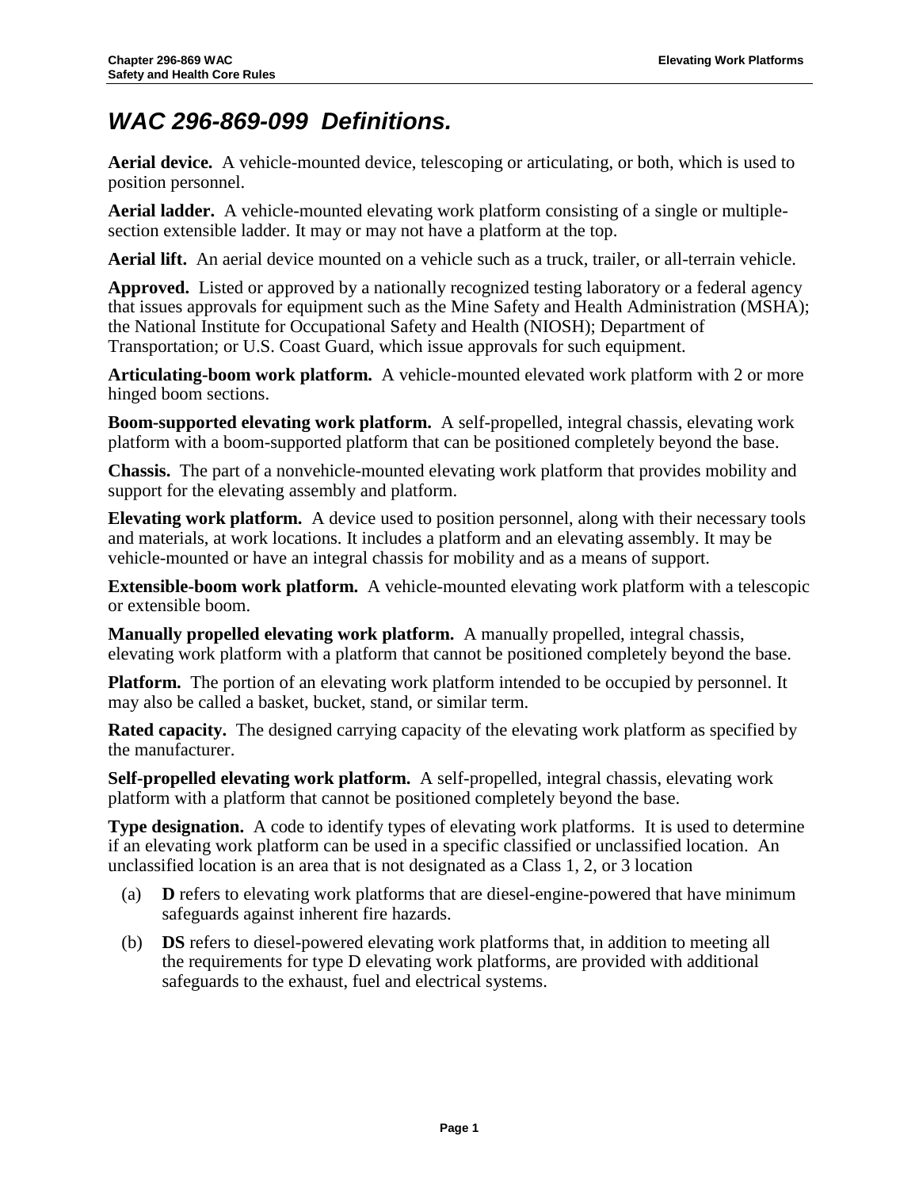# *WAC 296-869-099 Definitions.*

**Aerial device.** A vehicle-mounted device, telescoping or articulating, or both, which is used to position personnel.

**Aerial ladder.** A vehicle-mounted elevating work platform consisting of a single or multiple-section extensible ladder. It may or may not have a platform at the top.

**Aerial lift.** An aerial device mounted on a vehicle such as a truck, trailer, or all-terrain vehicle.

**Approved.** Listed or approved by a nationally recognized testing laboratory or a federal agency that issues approvals for equipment such as the Mine Safety and Health Administration (MSHA); the National Institute for Occupational Safety and Health (NIOSH); Department of Transportation; or U.S. Coast Guard, which issue approvals for such equipment.

**Articulating-boom work platform.** A vehicle-mounted elevated work platform with 2 or more hinged boom sections.

**Boom-supported elevating work platform.** A self-propelled, integral chassis, elevating work platform with a boom-supported platform that can be positioned completely beyond the base.

**Chassis.** The part of a nonvehicle-mounted elevating work platform that provides mobility and support for the elevating assembly and platform.

**Elevating work platform.** A device used to position personnel, along with their necessary tools and materials, at work locations. It includes a platform and an elevating assembly. It may be vehicle-mounted or have an integral chassis for mobility and as a means of support.

**Extensible-boom work platform.** A vehicle-mounted elevating work platform with a telescopic or extensible boom.

**Manually propelled elevating work platform.** A manually propelled, integral chassis, elevating work platform with a platform that cannot be positioned completely beyond the base.

**Platform.** The portion of an elevating work platform intended to be occupied by personnel. It may also be called a basket, bucket, stand, or similar term.

**Rated capacity.** The designed carrying capacity of the elevating work platform as specified by the manufacturer.

**Self-propelled elevating work platform.** A self-propelled, integral chassis, elevating work platform with a platform that cannot be positioned completely beyond the base.

**Type designation.** A code to identify types of elevating work platforms. It is used to determine if an elevating work platform can be used in a specific classified or unclassified location. An unclassified location is an area that is not designated as a Class 1, 2, or 3 location

(a) **D** refers to elevating work platforms that are diesel-engine-powered that have minimum safeguards against inherent fire hazards.

(b) **DS** refers to diesel-powered elevating work platforms that, in addition to meeting all the requirements for type D elevating work platforms, are provided with additional safeguards to the exhaust, fuel and electrical systems.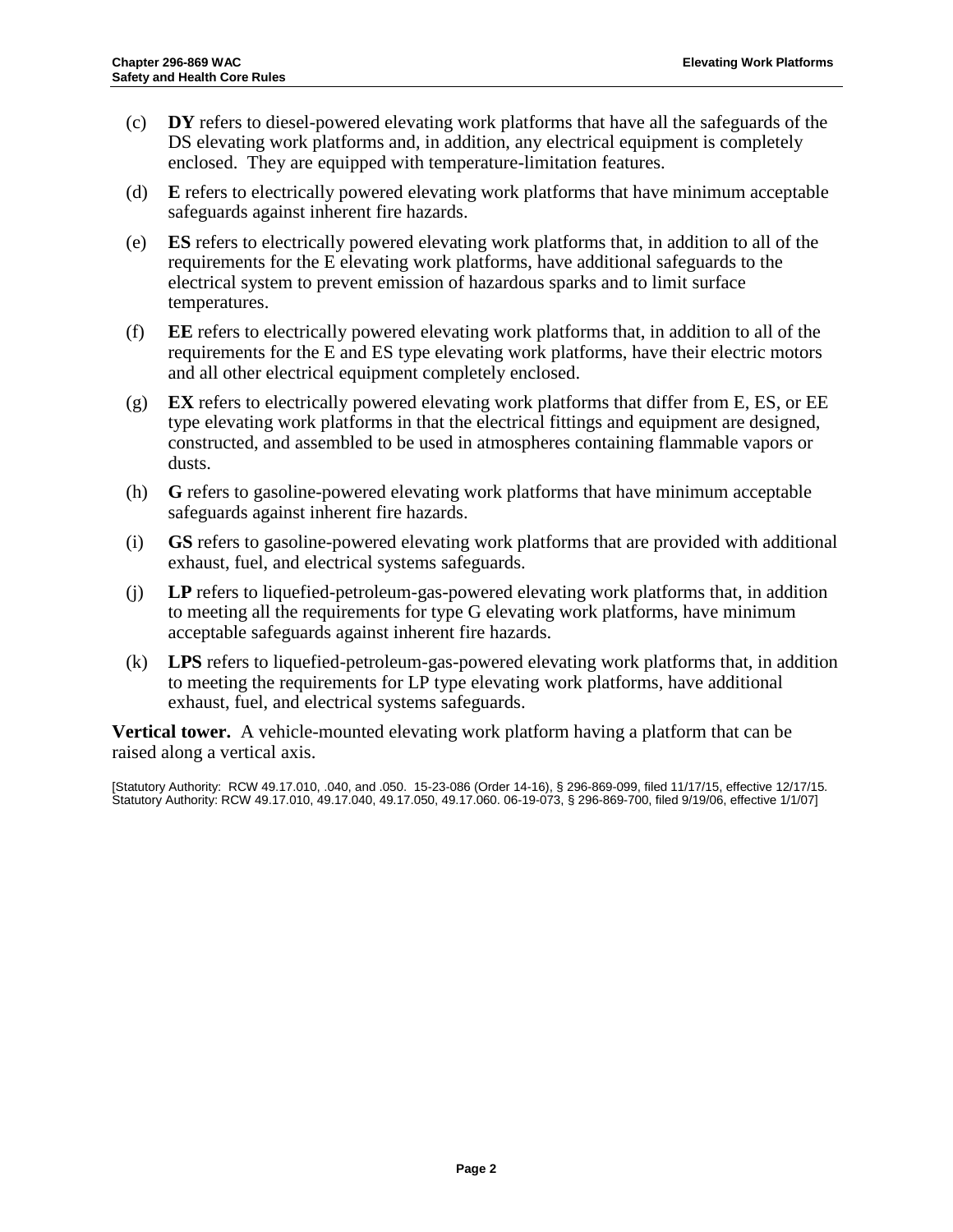(c) **DY** refers to diesel-powered elevating work platforms that have all the safeguards of the DS elevating work platforms and, in addition, any electrical equipment is completely enclosed. They are equipped with temperature-limitation features.

(d) **E** refers to electrically powered elevating work platforms that have minimum acceptable safeguards against inherent fire hazards.

(e) **ES** refers to electrically powered elevating work platforms that, in addition to all of the requirements for the E elevating work platforms, have additional safeguards to the electrical system to prevent emission of hazardous sparks and to limit surface temperatures.

(f) **EE** refers to electrically powered elevating work platforms that, in addition to all of the requirements for the E and ES type elevating work platforms, have their electric motors and all other electrical equipment completely enclosed.

(g) **EX** refers to electrically powered elevating work platforms that differ from E, ES, or EE type elevating work platforms in that the electrical fittings and equipment are designed, constructed, and assembled to be used in atmospheres containing flammable vapors or dusts.

(h) **G** refers to gasoline-powered elevating work platforms that have minimum acceptable safeguards against inherent fire hazards.

(i) **GS** refers to gasoline-powered elevating work platforms that are provided with additional exhaust, fuel, and electrical systems safeguards.

(j) **LP** refers to liquefied-petroleum-gas-powered elevating work platforms that, in addition to meeting all the requirements for type G elevating work platforms, have minimum acceptable safeguards against inherent fire hazards.

(k) **LPS** refers to liquefied-petroleum-gas-powered elevating work platforms that, in addition to meeting the requirements for LP type elevating work platforms, have additional exhaust, fuel, and electrical systems safeguards.

**Vertical tower.** A vehicle-mounted elevating work platform having a platform that can be raised along a vertical axis.

[Statutory Authority: RCW 49.17.010, .040, and .050. 15-23-086 (Order 14-16), § 296-869-099, filed 11/17/15, effective 12/17/15. Statutory Authority: RCW 49.17.010, 49.17.040, 49.17.050, 49.17.060. 06-19-073, § 296-869-700, filed 9/19/06, effective 1/1/07]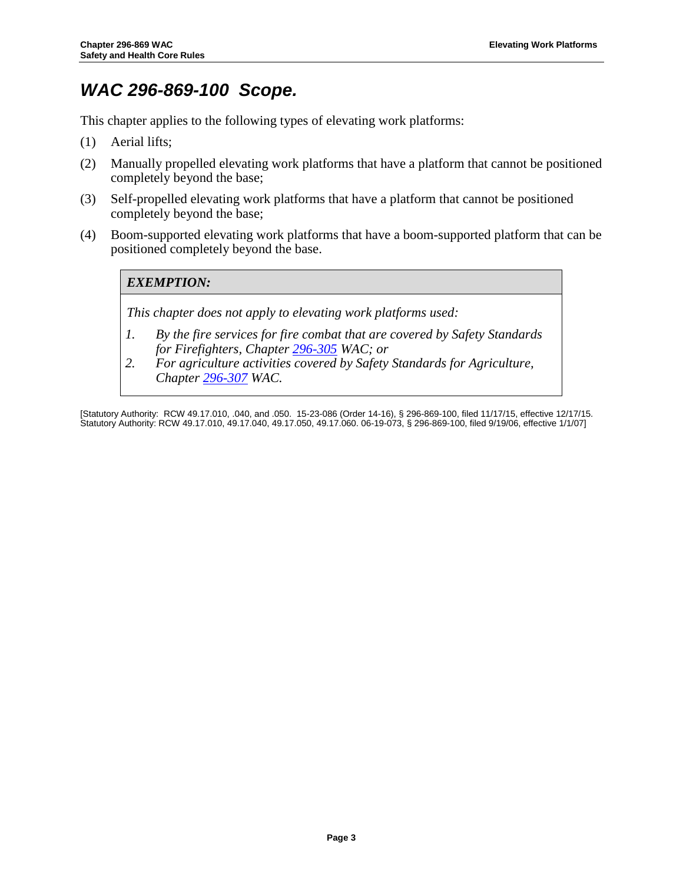# *WAC 296-869-100 Scope.*

This chapter applies to the following types of elevating work platforms:

(1) Aerial lifts;

(2) Manually propelled elevating work platforms that have a platform that cannot be positioned completely beyond the base;

(3) Self-propelled elevating work platforms that have a platform that cannot be positioned completely beyond the base;

(4) Boom-supported elevating work platforms that have a boom-supported platform that can be positioned completely beyond the base.

| ***EXEMPTION:*** |
| --- |
| *This chapter does not apply to elevating work platforms used:*<br>*1. By the fire services for fire combat that are covered by Safety Standards for Firefighters, Chapter 296-305 WAC; or*<br>*2. For agriculture activities covered by Safety Standards for Agriculture, Chapter 296-307 WAC.* |

[Statutory Authority: RCW 49.17.010, .040, and .050. 15-23-086 (Order 14-16), § 296-869-100, filed 11/17/15, effective 12/17/15. Statutory Authority: RCW 49.17.010, 49.17.040, 49.17.050, 49.17.060. 06-19-073, § 296-869-100, filed 9/19/06, effective 1/1/07]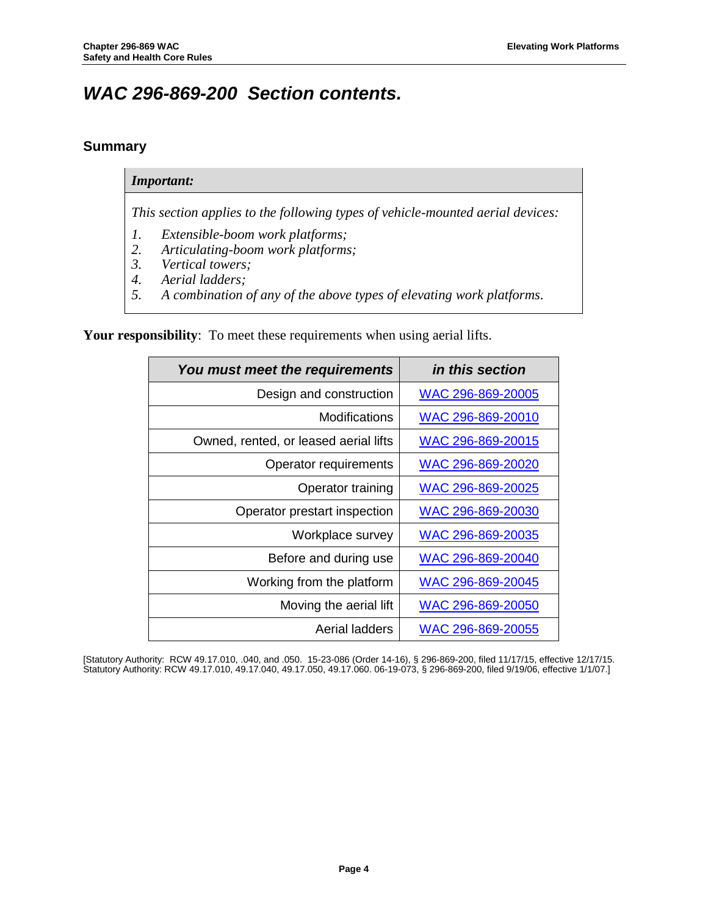# *WAC 296-869-200 Section contents.*

## Summary

| *Important:* |
|---|
| *This section applies to the following types of vehicle-mounted aerial devices:*<br>*1. Extensible-boom work platforms;*<br>*2. Articulating-boom work platforms;*<br>*3. Vertical towers;*<br>*4. Aerial ladders;*<br>*5. A combination of any of the above types of elevating work platforms.* |

**Your responsibility**: To meet these requirements when using aerial lifts.

| *You must meet the requirements* | *in this section* |
|---:|:---:|
| Design and construction | WAC 296-869-20005 |
| Modifications | WAC 296-869-20010 |
| Owned, rented, or leased aerial lifts | WAC 296-869-20015 |
| Operator requirements | WAC 296-869-20020 |
| Operator training | WAC 296-869-20025 |
| Operator prestart inspection | WAC 296-869-20030 |
| Workplace survey | WAC 296-869-20035 |
| Before and during use | WAC 296-869-20040 |
| Working from the platform | WAC 296-869-20045 |
| Moving the aerial lift | WAC 296-869-20050 |
| Aerial ladders | WAC 296-869-20055 |

[Statutory Authority: RCW 49.17.010, .040, and .050. 15-23-086 (Order 14-16), § 296-869-200, filed 11/17/15, effective 12/17/15. Statutory Authority: RCW 49.17.010, 49.17.040, 49.17.050, 49.17.060. 06-19-073, § 296-869-200, filed 9/19/06, effective 1/1/07.]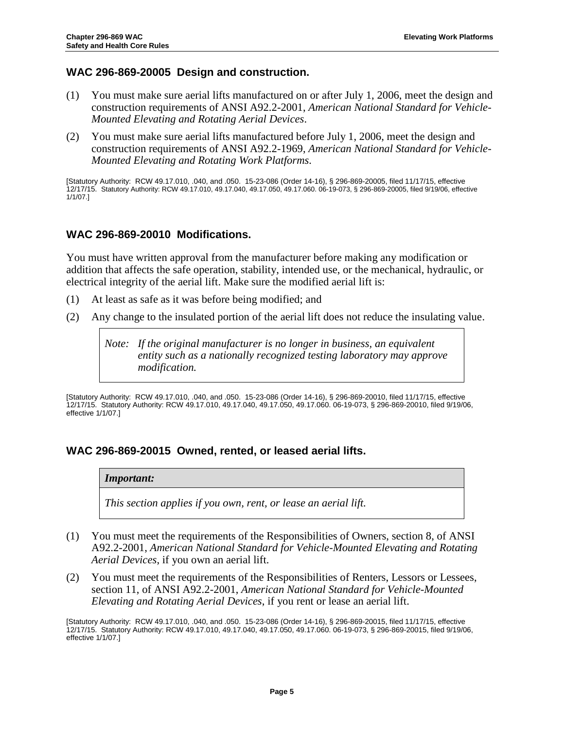## WAC 296-869-20005 Design and construction.

(1) You must make sure aerial lifts manufactured on or after July 1, 2006, meet the design and construction requirements of ANSI A92.2-2001, *American National Standard for Vehicle-Mounted Elevating and Rotating Aerial Devices*.

(2) You must make sure aerial lifts manufactured before July 1, 2006, meet the design and construction requirements of ANSI A92.2-1969, *American National Standard for Vehicle-Mounted Elevating and Rotating Work Platforms*.

[Statutory Authority: RCW 49.17.010, .040, and .050. 15-23-086 (Order 14-16), § 296-869-20005, filed 11/17/15, effective 12/17/15. Statutory Authority: RCW 49.17.010, 49.17.040, 49.17.050, 49.17.060. 06-19-073, § 296-869-20005, filed 9/19/06, effective 1/1/07.]

## WAC 296-869-20010 Modifications.

You must have written approval from the manufacturer before making any modification or addition that affects the safe operation, stability, intended use, or the mechanical, hydraulic, or electrical integrity of the aerial lift. Make sure the modified aerial lift is:

(1) At least as safe as it was before being modified; and

(2) Any change to the insulated portion of the aerial lift does not reduce the insulating value.

> *Note: If the original manufacturer is no longer in business, an equivalent entity such as a nationally recognized testing laboratory may approve modification.*

[Statutory Authority: RCW 49.17.010, .040, and .050. 15-23-086 (Order 14-16), § 296-869-20010, filed 11/17/15, effective 12/17/15. Statutory Authority: RCW 49.17.010, 49.17.040, 49.17.050, 49.17.060. 06-19-073, § 296-869-20010, filed 9/19/06, effective 1/1/07.]

## WAC 296-869-20015 Owned, rented, or leased aerial lifts.

> ***Important:***
>
> *This section applies if you own, rent, or lease an aerial lift.*

(1) You must meet the requirements of the Responsibilities of Owners, section 8, of ANSI A92.2-2001, *American National Standard for Vehicle-Mounted Elevating and Rotating Aerial Devices*, if you own an aerial lift.

(2) You must meet the requirements of the Responsibilities of Renters, Lessors or Lessees, section 11, of ANSI A92.2-2001, *American National Standard for Vehicle-Mounted Elevating and Rotating Aerial Devices*, if you rent or lease an aerial lift.

[Statutory Authority: RCW 49.17.010, .040, and .050. 15-23-086 (Order 14-16), § 296-869-20015, filed 11/17/15, effective 12/17/15. Statutory Authority: RCW 49.17.010, 49.17.040, 49.17.050, 49.17.060. 06-19-073, § 296-869-20015, filed 9/19/06, effective 1/1/07.]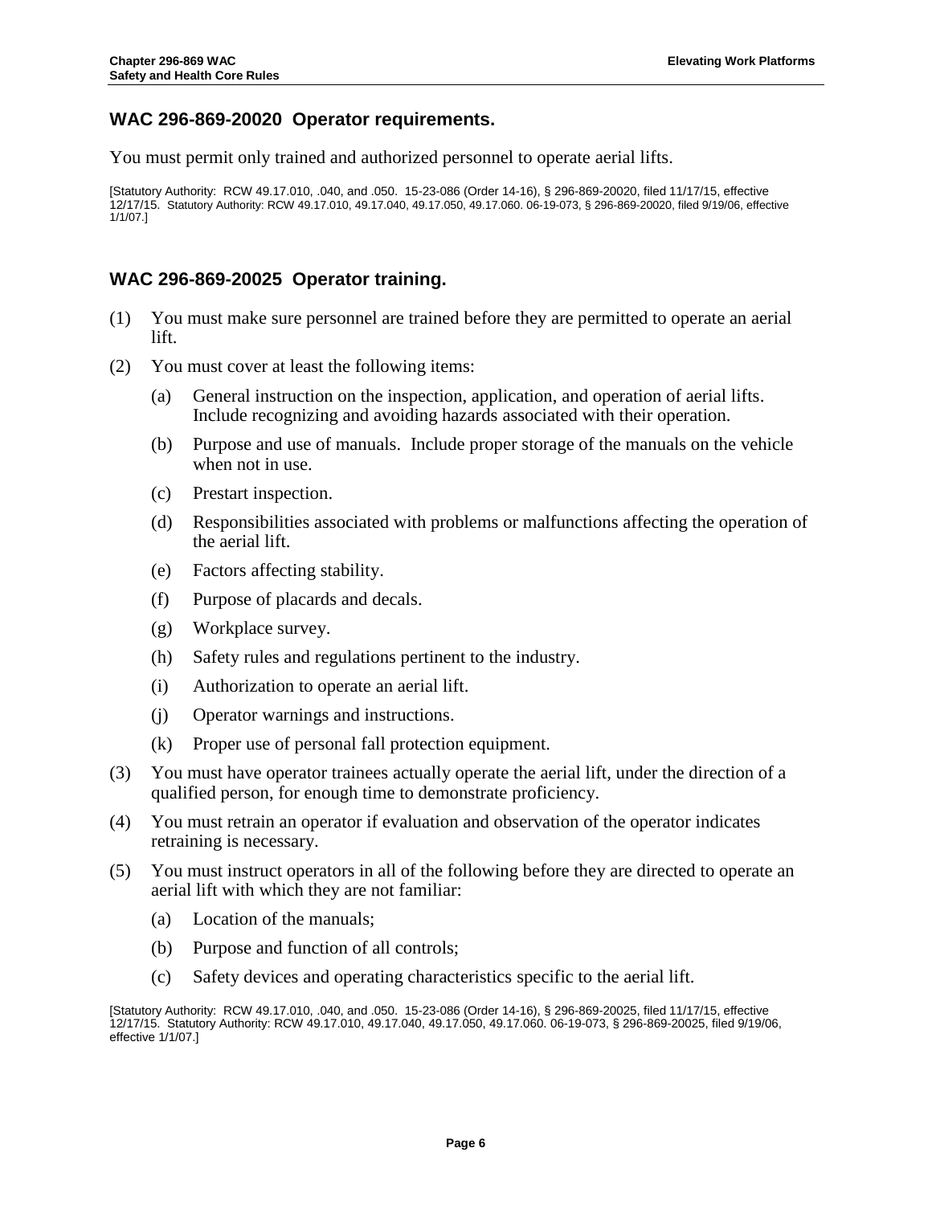## WAC 296-869-20020 Operator requirements.

You must permit only trained and authorized personnel to operate aerial lifts.

[Statutory Authority: RCW 49.17.010, .040, and .050. 15-23-086 (Order 14-16), § 296-869-20020, filed 11/17/15, effective 12/17/15. Statutory Authority: RCW 49.17.010, 49.17.040, 49.17.050, 49.17.060. 06-19-073, § 296-869-20020, filed 9/19/06, effective 1/1/07.]

## WAC 296-869-20025 Operator training.

(1) You must make sure personnel are trained before they are permitted to operate an aerial lift.

(2) You must cover at least the following items:

   (a) General instruction on the inspection, application, and operation of aerial lifts. Include recognizing and avoiding hazards associated with their operation.

   (b) Purpose and use of manuals. Include proper storage of the manuals on the vehicle when not in use.

   (c) Prestart inspection.

   (d) Responsibilities associated with problems or malfunctions affecting the operation of the aerial lift.

   (e) Factors affecting stability.

   (f) Purpose of placards and decals.

   (g) Workplace survey.

   (h) Safety rules and regulations pertinent to the industry.

   (i) Authorization to operate an aerial lift.

   (j) Operator warnings and instructions.

   (k) Proper use of personal fall protection equipment.

(3) You must have operator trainees actually operate the aerial lift, under the direction of a qualified person, for enough time to demonstrate proficiency.

(4) You must retrain an operator if evaluation and observation of the operator indicates retraining is necessary.

(5) You must instruct operators in all of the following before they are directed to operate an aerial lift with which they are not familiar:

   (a) Location of the manuals;

   (b) Purpose and function of all controls;

   (c) Safety devices and operating characteristics specific to the aerial lift.

[Statutory Authority: RCW 49.17.010, .040, and .050. 15-23-086 (Order 14-16), § 296-869-20025, filed 11/17/15, effective 12/17/15. Statutory Authority: RCW 49.17.010, 49.17.040, 49.17.050, 49.17.060. 06-19-073, § 296-869-20025, filed 9/19/06, effective 1/1/07.]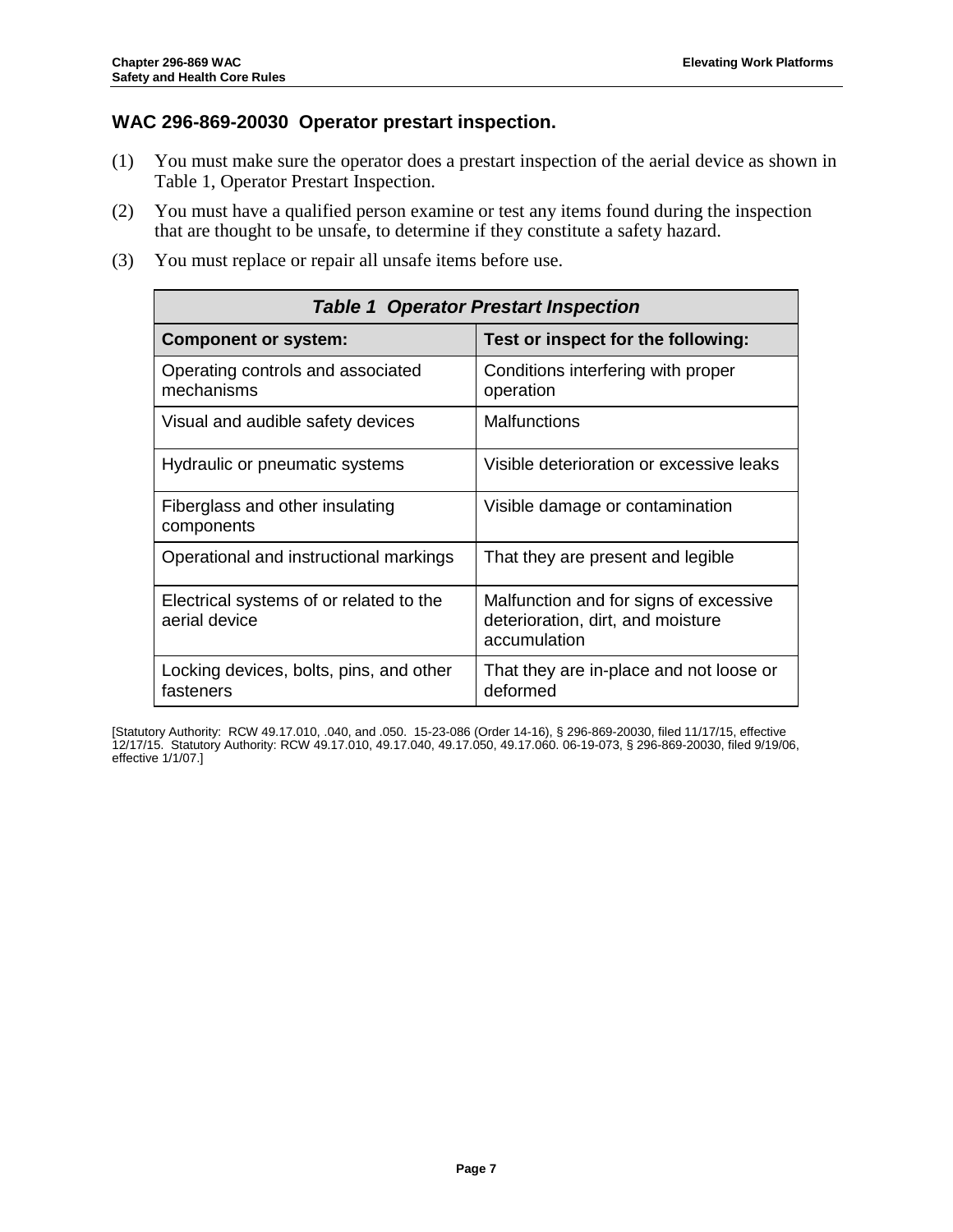## WAC 296-869-20030 Operator prestart inspection.

(1) You must make sure the operator does a prestart inspection of the aerial device as shown in Table 1, Operator Prestart Inspection.

(2) You must have a qualified person examine or test any items found during the inspection that are thought to be unsafe, to determine if they constitute a safety hazard.

(3) You must replace or repair all unsafe items before use.

***Table 1 Operator Prestart Inspection***

| Component or system: | Test or inspect for the following: |
|---|---|
| Operating controls and associated mechanisms | Conditions interfering with proper operation |
| Visual and audible safety devices | Malfunctions |
| Hydraulic or pneumatic systems | Visible deterioration or excessive leaks |
| Fiberglass and other insulating components | Visible damage or contamination |
| Operational and instructional markings | That they are present and legible |
| Electrical systems of or related to the aerial device | Malfunction and for signs of excessive deterioration, dirt, and moisture accumulation |
| Locking devices, bolts, pins, and other fasteners | That they are in-place and not loose or deformed |

[Statutory Authority: RCW 49.17.010, .040, and .050. 15-23-086 (Order 14-16), § 296-869-20030, filed 11/17/15, effective 12/17/15. Statutory Authority: RCW 49.17.010, 49.17.040, 49.17.050, 49.17.060. 06-19-073, § 296-869-20030, filed 9/19/06, effective 1/1/07.]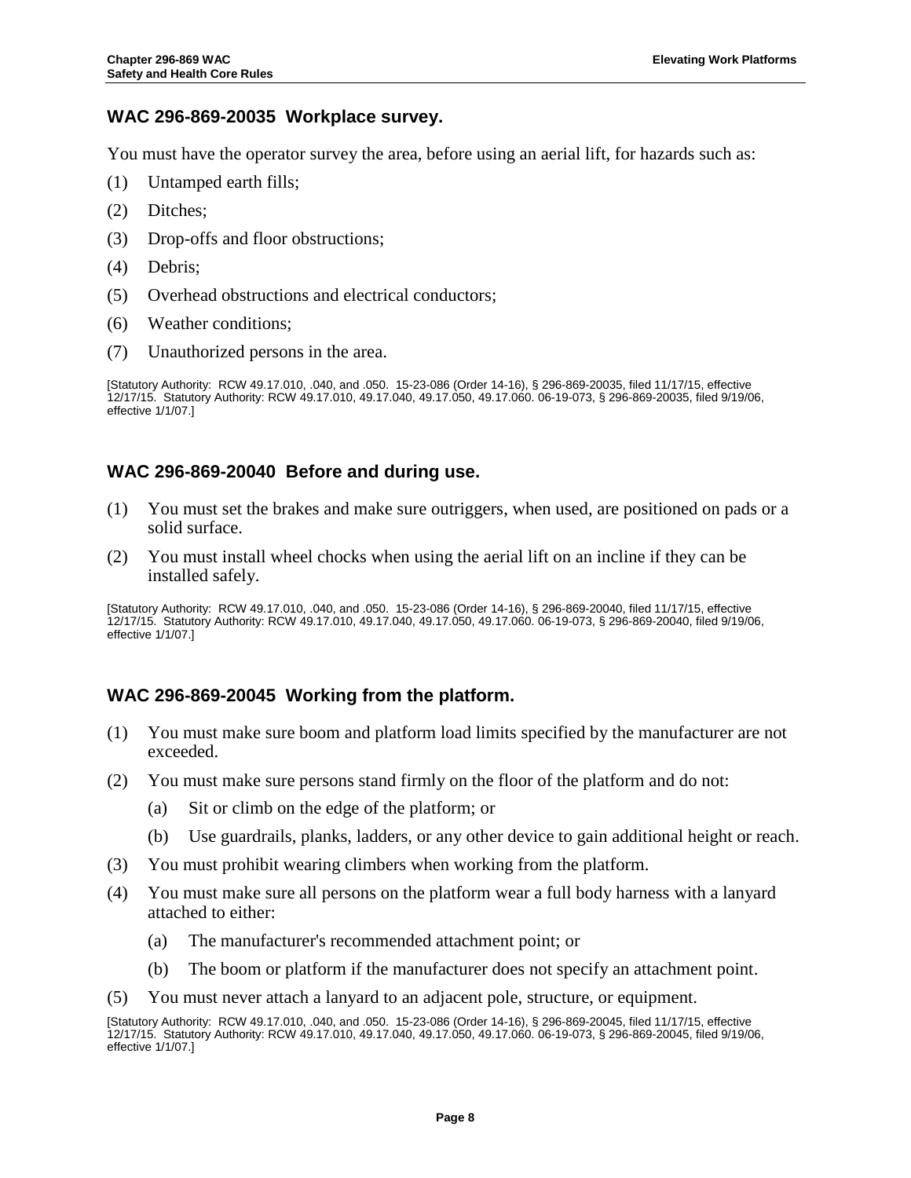## WAC 296-869-20035 Workplace survey.

You must have the operator survey the area, before using an aerial lift, for hazards such as:

(1) Untamped earth fills;

(2) Ditches;

(3) Drop-offs and floor obstructions;

(4) Debris;

(5) Overhead obstructions and electrical conductors;

(6) Weather conditions;

(7) Unauthorized persons in the area.

[Statutory Authority: RCW 49.17.010, .040, and .050. 15-23-086 (Order 14-16), § 296-869-20035, filed 11/17/15, effective 12/17/15. Statutory Authority: RCW 49.17.010, 49.17.040, 49.17.050, 49.17.060. 06-19-073, § 296-869-20035, filed 9/19/06, effective 1/1/07.]

## WAC 296-869-20040 Before and during use.

(1) You must set the brakes and make sure outriggers, when used, are positioned on pads or a solid surface.

(2) You must install wheel chocks when using the aerial lift on an incline if they can be installed safely.

[Statutory Authority: RCW 49.17.010, .040, and .050. 15-23-086 (Order 14-16), § 296-869-20040, filed 11/17/15, effective 12/17/15. Statutory Authority: RCW 49.17.010, 49.17.040, 49.17.050, 49.17.060. 06-19-073, § 296-869-20040, filed 9/19/06, effective 1/1/07.]

## WAC 296-869-20045 Working from the platform.

(1) You must make sure boom and platform load limits specified by the manufacturer are not exceeded.

(2) You must make sure persons stand firmly on the floor of the platform and do not:

  (a) Sit or climb on the edge of the platform; or

  (b) Use guardrails, planks, ladders, or any other device to gain additional height or reach.

(3) You must prohibit wearing climbers when working from the platform.

(4) You must make sure all persons on the platform wear a full body harness with a lanyard attached to either:

  (a) The manufacturer's recommended attachment point; or

  (b) The boom or platform if the manufacturer does not specify an attachment point.

(5) You must never attach a lanyard to an adjacent pole, structure, or equipment.

[Statutory Authority: RCW 49.17.010, .040, and .050. 15-23-086 (Order 14-16), § 296-869-20045, filed 11/17/15, effective 12/17/15. Statutory Authority: RCW 49.17.010, 49.17.040, 49.17.050, 49.17.060. 06-19-073, § 296-869-20045, filed 9/19/06, effective 1/1/07.]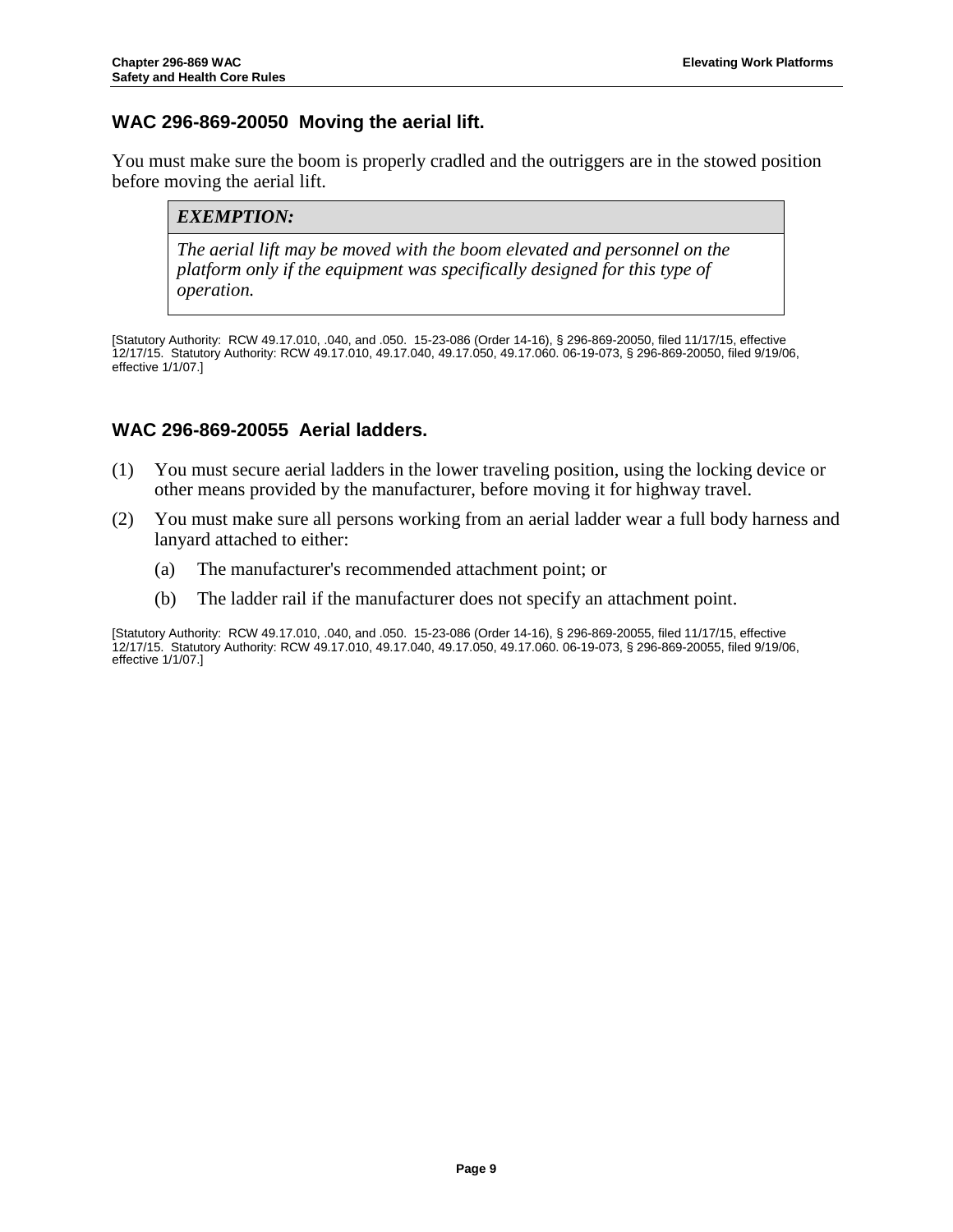## WAC 296-869-20050 Moving the aerial lift.

You must make sure the boom is properly cradled and the outriggers are in the stowed position before moving the aerial lift.

| ***EXEMPTION:*** |
| --- |
| *The aerial lift may be moved with the boom elevated and personnel on the platform only if the equipment was specifically designed for this type of operation.* |

[Statutory Authority: RCW 49.17.010, .040, and .050. 15-23-086 (Order 14-16), § 296-869-20050, filed 11/17/15, effective 12/17/15. Statutory Authority: RCW 49.17.010, 49.17.040, 49.17.050, 49.17.060. 06-19-073, § 296-869-20050, filed 9/19/06, effective 1/1/07.]

## WAC 296-869-20055 Aerial ladders.

(1) You must secure aerial ladders in the lower traveling position, using the locking device or other means provided by the manufacturer, before moving it for highway travel.

(2) You must make sure all persons working from an aerial ladder wear a full body harness and lanyard attached to either:

   (a) The manufacturer's recommended attachment point; or

   (b) The ladder rail if the manufacturer does not specify an attachment point.

[Statutory Authority: RCW 49.17.010, .040, and .050. 15-23-086 (Order 14-16), § 296-869-20055, filed 11/17/15, effective 12/17/15. Statutory Authority: RCW 49.17.010, 49.17.040, 49.17.050, 49.17.060. 06-19-073, § 296-869-20055, filed 9/19/06, effective 1/1/07.]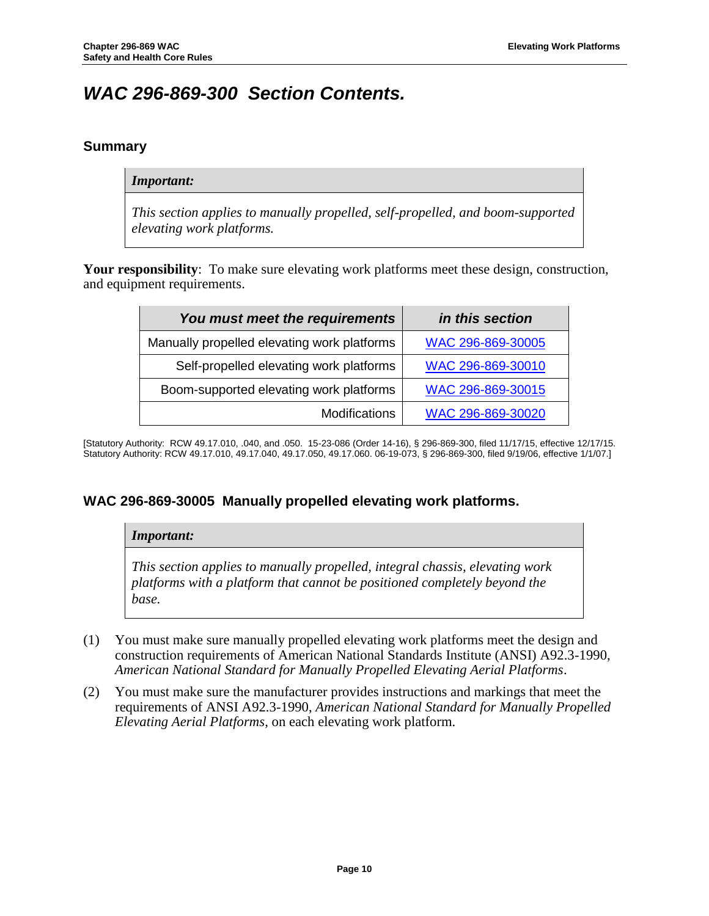# *WAC 296-869-300 Section Contents.*

## Summary

| *Important:* |
|---|
| *This section applies to manually propelled, self-propelled, and boom-supported elevating work platforms.* |

**Your responsibility**: To make sure elevating work platforms meet these design, construction, and equipment requirements.

| *You must meet the requirements* | *in this section* |
|---:|:---:|
| Manually propelled elevating work platforms | WAC 296-869-30005 |
| Self-propelled elevating work platforms | WAC 296-869-30010 |
| Boom-supported elevating work platforms | WAC 296-869-30015 |
| Modifications | WAC 296-869-30020 |

[Statutory Authority: RCW 49.17.010, .040, and .050. 15-23-086 (Order 14-16), § 296-869-300, filed 11/17/15, effective 12/17/15. Statutory Authority: RCW 49.17.010, 49.17.040, 49.17.050, 49.17.060. 06-19-073, § 296-869-300, filed 9/19/06, effective 1/1/07.]

### WAC 296-869-30005 Manually propelled elevating work platforms.

| *Important:* |
|---|
| *This section applies to manually propelled, integral chassis, elevating work platforms with a platform that cannot be positioned completely beyond the base.* |

(1) You must make sure manually propelled elevating work platforms meet the design and construction requirements of American National Standards Institute (ANSI) A92.3-1990, *American National Standard for Manually Propelled Elevating Aerial Platforms*.

(2) You must make sure the manufacturer provides instructions and markings that meet the requirements of ANSI A92.3-1990, *American National Standard for Manually Propelled Elevating Aerial Platforms*, on each elevating work platform.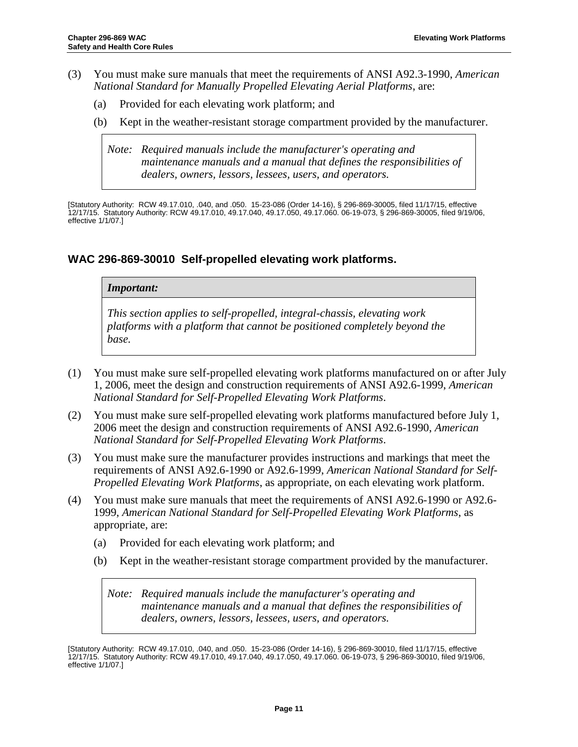(3) You must make sure manuals that meet the requirements of ANSI A92.3-1990, *American National Standard for Manually Propelled Elevating Aerial Platforms*, are:

   (a) Provided for each elevating work platform; and

   (b) Kept in the weather-resistant storage compartment provided by the manufacturer.

> *Note: Required manuals include the manufacturer's operating and maintenance manuals and a manual that defines the responsibilities of dealers, owners, lessors, lessees, users, and operators.*

[Statutory Authority: RCW 49.17.010, .040, and .050. 15-23-086 (Order 14-16), § 296-869-30005, filed 11/17/15, effective 12/17/15. Statutory Authority: RCW 49.17.010, 49.17.040, 49.17.050, 49.17.060. 06-19-073, § 296-869-30005, filed 9/19/06, effective 1/1/07.]

## WAC 296-869-30010 Self-propelled elevating work platforms.

> ***Important:***
>
> *This section applies to self-propelled, integral-chassis, elevating work platforms with a platform that cannot be positioned completely beyond the base.*

(1) You must make sure self-propelled elevating work platforms manufactured on or after July 1, 2006, meet the design and construction requirements of ANSI A92.6-1999, *American National Standard for Self-Propelled Elevating Work Platforms*.

(2) You must make sure self-propelled elevating work platforms manufactured before July 1, 2006 meet the design and construction requirements of ANSI A92.6-1990, *American National Standard for Self-Propelled Elevating Work Platforms*.

(3) You must make sure the manufacturer provides instructions and markings that meet the requirements of ANSI A92.6-1990 or A92.6-1999, *American National Standard for Self-Propelled Elevating Work Platforms*, as appropriate, on each elevating work platform.

(4) You must make sure manuals that meet the requirements of ANSI A92.6-1990 or A92.6-1999, *American National Standard for Self-Propelled Elevating Work Platforms*, as appropriate, are:

   (a) Provided for each elevating work platform; and

   (b) Kept in the weather-resistant storage compartment provided by the manufacturer.

> *Note: Required manuals include the manufacturer's operating and maintenance manuals and a manual that defines the responsibilities of dealers, owners, lessors, lessees, users, and operators.*

[Statutory Authority: RCW 49.17.010, .040, and .050. 15-23-086 (Order 14-16), § 296-869-30010, filed 11/17/15, effective 12/17/15. Statutory Authority: RCW 49.17.010, 49.17.040, 49.17.050, 49.17.060. 06-19-073, § 296-869-30010, filed 9/19/06, effective 1/1/07.]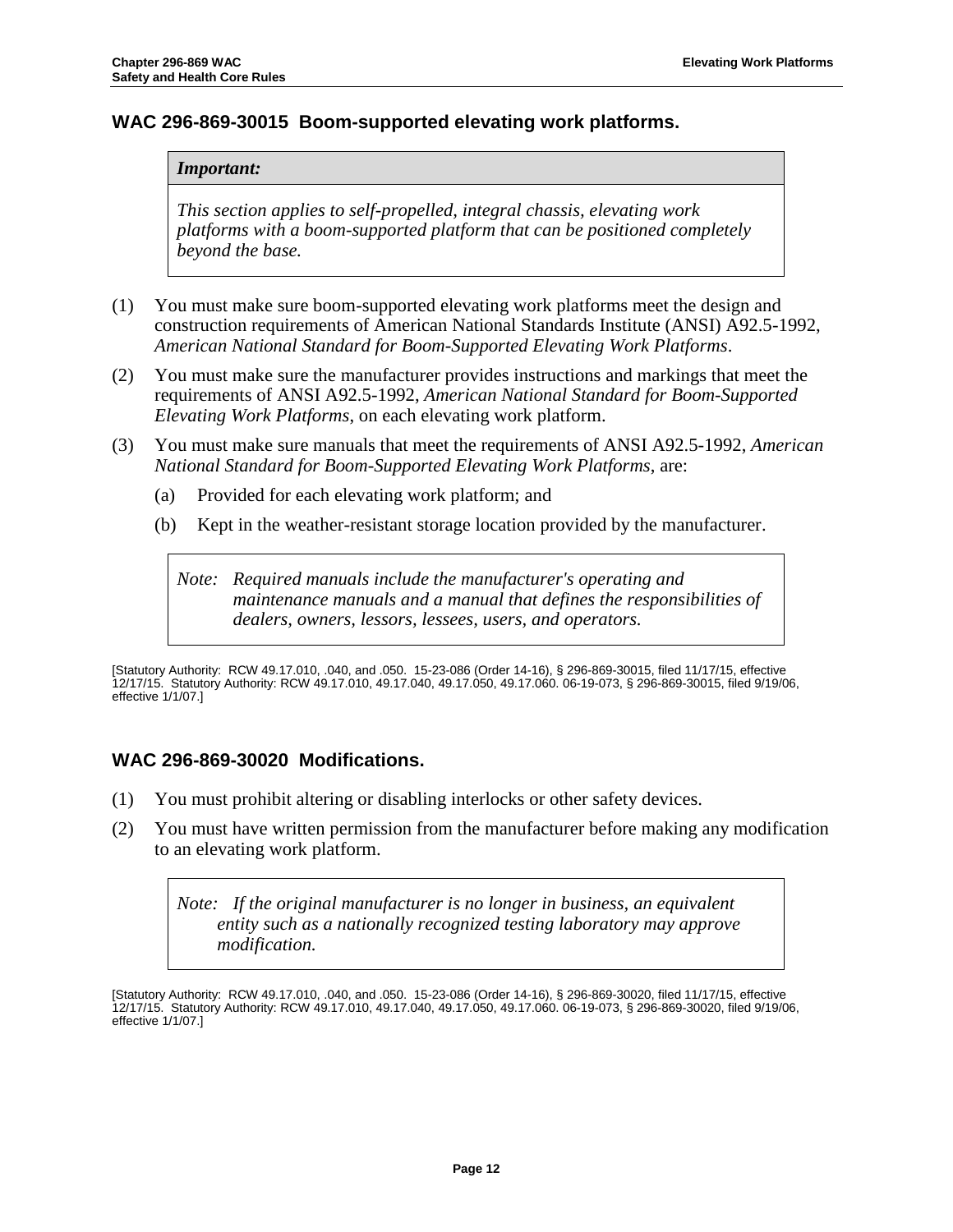## WAC 296-869-30015 Boom-supported elevating work platforms.

> ***Important:***
>
> *This section applies to self-propelled, integral chassis, elevating work platforms with a boom-supported platform that can be positioned completely beyond the base.*

(1) You must make sure boom-supported elevating work platforms meet the design and construction requirements of American National Standards Institute (ANSI) A92.5-1992, *American National Standard for Boom-Supported Elevating Work Platforms*.

(2) You must make sure the manufacturer provides instructions and markings that meet the requirements of ANSI A92.5-1992, *American National Standard for Boom-Supported Elevating Work Platforms*, on each elevating work platform.

(3) You must make sure manuals that meet the requirements of ANSI A92.5-1992, *American National Standard for Boom-Supported Elevating Work Platforms*, are:

  (a) Provided for each elevating work platform; and

  (b) Kept in the weather-resistant storage location provided by the manufacturer.

> *Note: Required manuals include the manufacturer's operating and maintenance manuals and a manual that defines the responsibilities of dealers, owners, lessors, lessees, users, and operators.*

[Statutory Authority: RCW 49.17.010, .040, and .050. 15-23-086 (Order 14-16), § 296-869-30015, filed 11/17/15, effective 12/17/15. Statutory Authority: RCW 49.17.010, 49.17.040, 49.17.050, 49.17.060. 06-19-073, § 296-869-30015, filed 9/19/06, effective 1/1/07.]

## WAC 296-869-30020 Modifications.

(1) You must prohibit altering or disabling interlocks or other safety devices.

(2) You must have written permission from the manufacturer before making any modification to an elevating work platform.

> *Note: If the original manufacturer is no longer in business, an equivalent entity such as a nationally recognized testing laboratory may approve modification.*

[Statutory Authority: RCW 49.17.010, .040, and .050. 15-23-086 (Order 14-16), § 296-869-30020, filed 11/17/15, effective 12/17/15. Statutory Authority: RCW 49.17.010, 49.17.040, 49.17.050, 49.17.060. 06-19-073, § 296-869-30020, filed 9/19/06, effective 1/1/07.]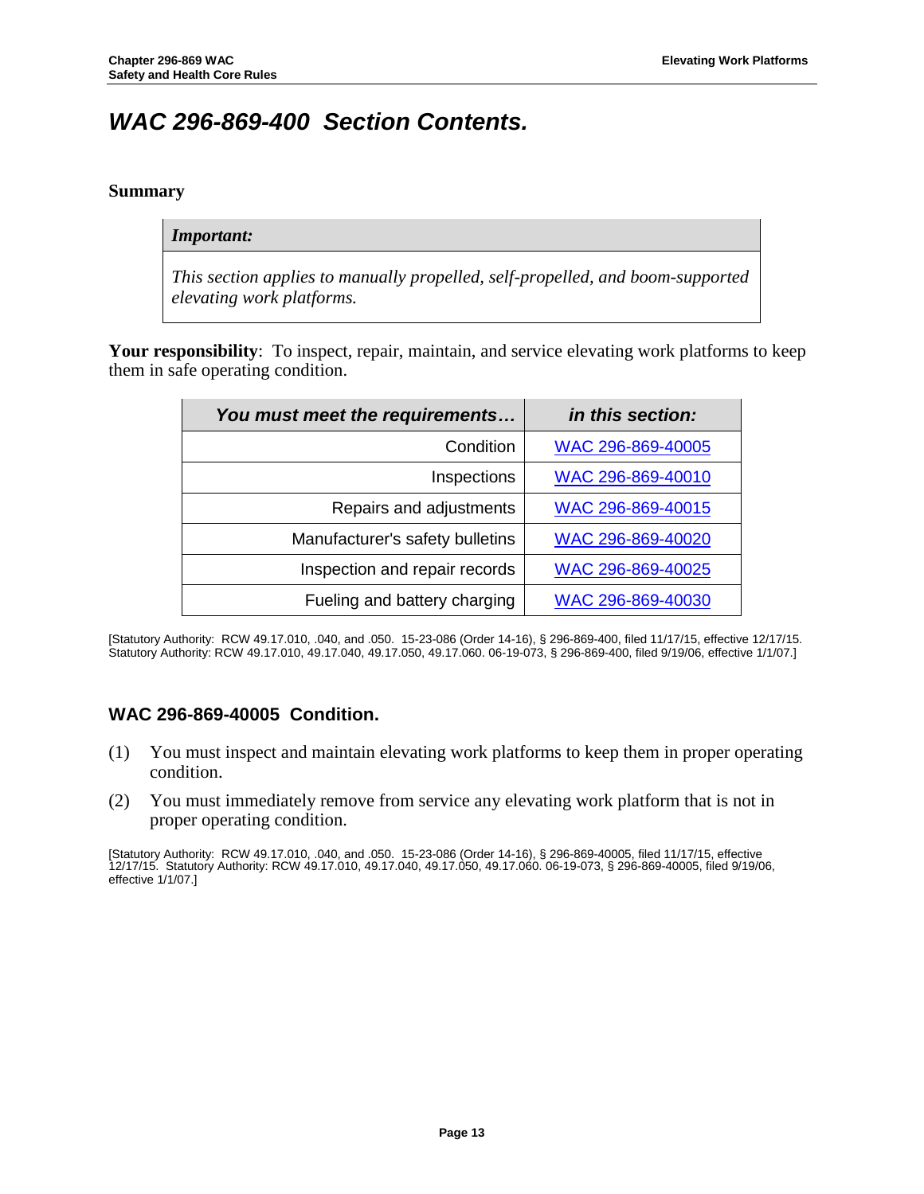# *WAC 296-869-400 Section Contents.*

**Summary**

| *Important:* |
|---|
| *This section applies to manually propelled, self-propelled, and boom-supported elevating work platforms.* |

**Your responsibility**: To inspect, repair, maintain, and service elevating work platforms to keep them in safe operating condition.

| *You must meet the requirements…* | *in this section:* |
|---|---|
| Condition | WAC 296-869-40005 |
| Inspections | WAC 296-869-40010 |
| Repairs and adjustments | WAC 296-869-40015 |
| Manufacturer's safety bulletins | WAC 296-869-40020 |
| Inspection and repair records | WAC 296-869-40025 |
| Fueling and battery charging | WAC 296-869-40030 |

[Statutory Authority: RCW 49.17.010, .040, and .050. 15-23-086 (Order 14-16), § 296-869-400, filed 11/17/15, effective 12/17/15. Statutory Authority: RCW 49.17.010, 49.17.040, 49.17.050, 49.17.060. 06-19-073, § 296-869-400, filed 9/19/06, effective 1/1/07.]

## WAC 296-869-40005 Condition.

(1) You must inspect and maintain elevating work platforms to keep them in proper operating condition.

(2) You must immediately remove from service any elevating work platform that is not in proper operating condition.

[Statutory Authority: RCW 49.17.010, .040, and .050. 15-23-086 (Order 14-16), § 296-869-40005, filed 11/17/15, effective 12/17/15. Statutory Authority: RCW 49.17.010, 49.17.040, 49.17.050, 49.17.060. 06-19-073, § 296-869-40005, filed 9/19/06, effective 1/1/07.]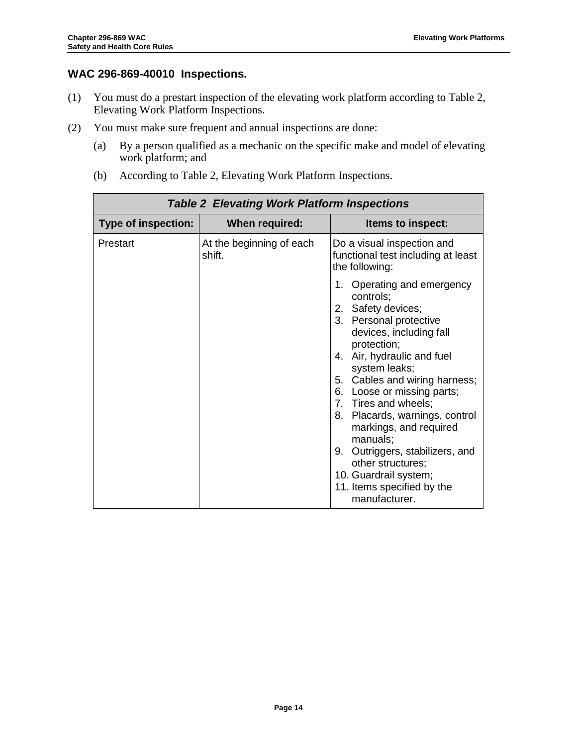## WAC 296-869-40010 Inspections.

(1) You must do a prestart inspection of the elevating work platform according to Table 2, Elevating Work Platform Inspections.

(2) You must make sure frequent and annual inspections are done:

   (a) By a person qualified as a mechanic on the specific make and model of elevating work platform; and

   (b) According to Table 2, Elevating Work Platform Inspections.

| ***Table 2 Elevating Work Platform Inspections*** | | |
|---|---|---|
| **Type of inspection:** | **When required:** | **Items to inspect:** |
| Prestart | At the beginning of each shift. | Do a visual inspection and functional test including at least the following:<br>1. Operating and emergency controls;<br>2. Safety devices;<br>3. Personal protective devices, including fall protection;<br>4. Air, hydraulic and fuel system leaks;<br>5. Cables and wiring harness;<br>6. Loose or missing parts;<br>7. Tires and wheels;<br>8. Placards, warnings, control markings, and required manuals;<br>9. Outriggers, stabilizers, and other structures;<br>10. Guardrail system;<br>11. Items specified by the manufacturer. |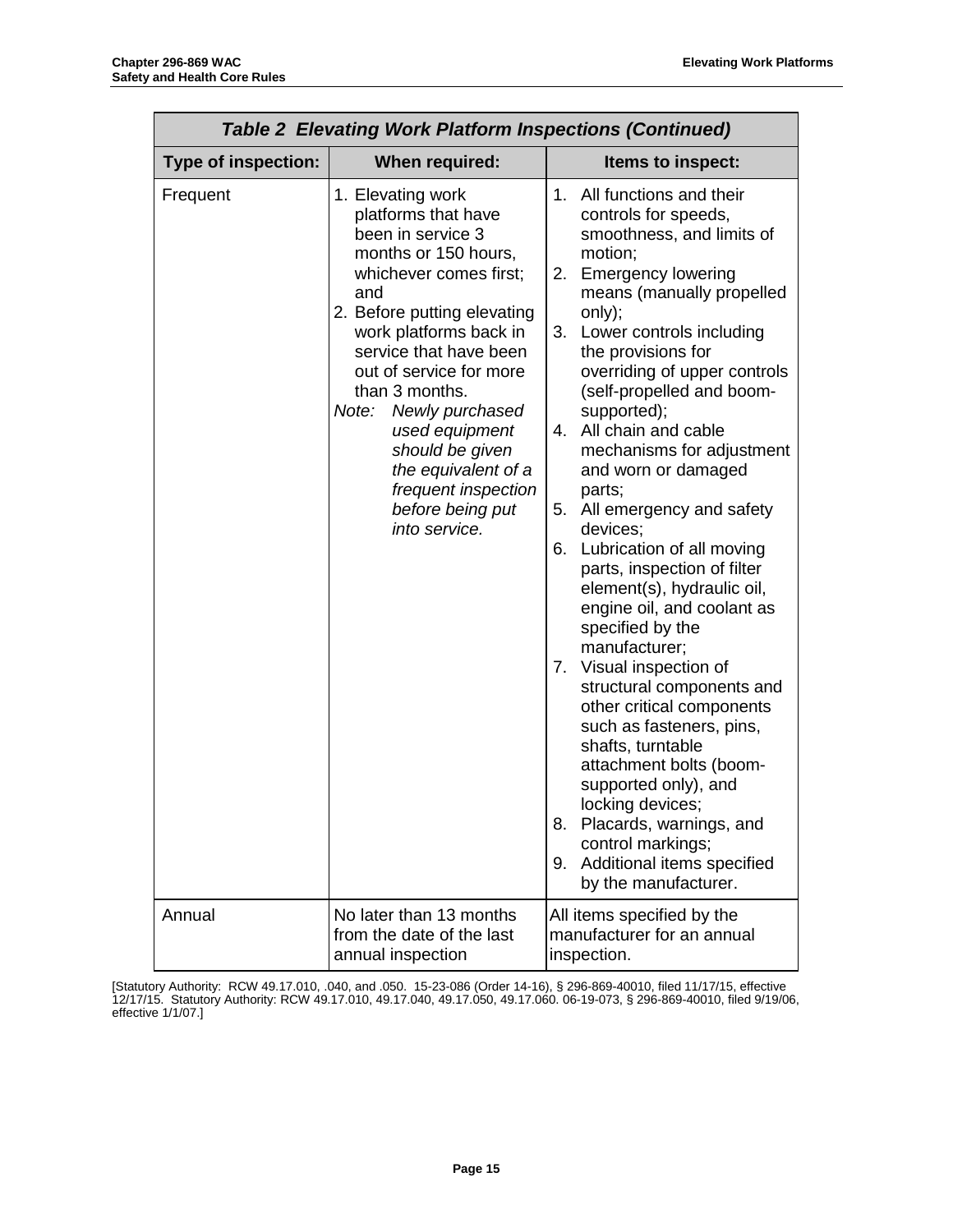| *Table 2 Elevating Work Platform Inspections (Continued)* | | |
|---|---|---|
| **Type of inspection:** | **When required:** | **Items to inspect:** |
| Frequent | 1. Elevating work platforms that have been in service 3 months or 150 hours, whichever comes first; and<br>2. Before putting elevating work platforms back in service that have been out of service for more than 3 months.<br>*Note: Newly purchased used equipment should be given the equivalent of a frequent inspection before being put into service.* | 1. All functions and their controls for speeds, smoothness, and limits of motion;<br>2. Emergency lowering means (manually propelled only);<br>3. Lower controls including the provisions for overriding of upper controls (self-propelled and boom-supported);<br>4. All chain and cable mechanisms for adjustment and worn or damaged parts;<br>5. All emergency and safety devices;<br>6. Lubrication of all moving parts, inspection of filter element(s), hydraulic oil, engine oil, and coolant as specified by the manufacturer;<br>7. Visual inspection of structural components and other critical components such as fasteners, pins, shafts, turntable attachment bolts (boom-supported only), and locking devices;<br>8. Placards, warnings, and control markings;<br>9. Additional items specified by the manufacturer. |
| Annual | No later than 13 months from the date of the last annual inspection | All items specified by the manufacturer for an annual inspection. |

[Statutory Authority: RCW 49.17.010, .040, and .050. 15-23-086 (Order 14-16), § 296-869-40010, filed 11/17/15, effective 12/17/15. Statutory Authority: RCW 49.17.010, 49.17.040, 49.17.050, 49.17.060. 06-19-073, § 296-869-40010, filed 9/19/06, effective 1/1/07.]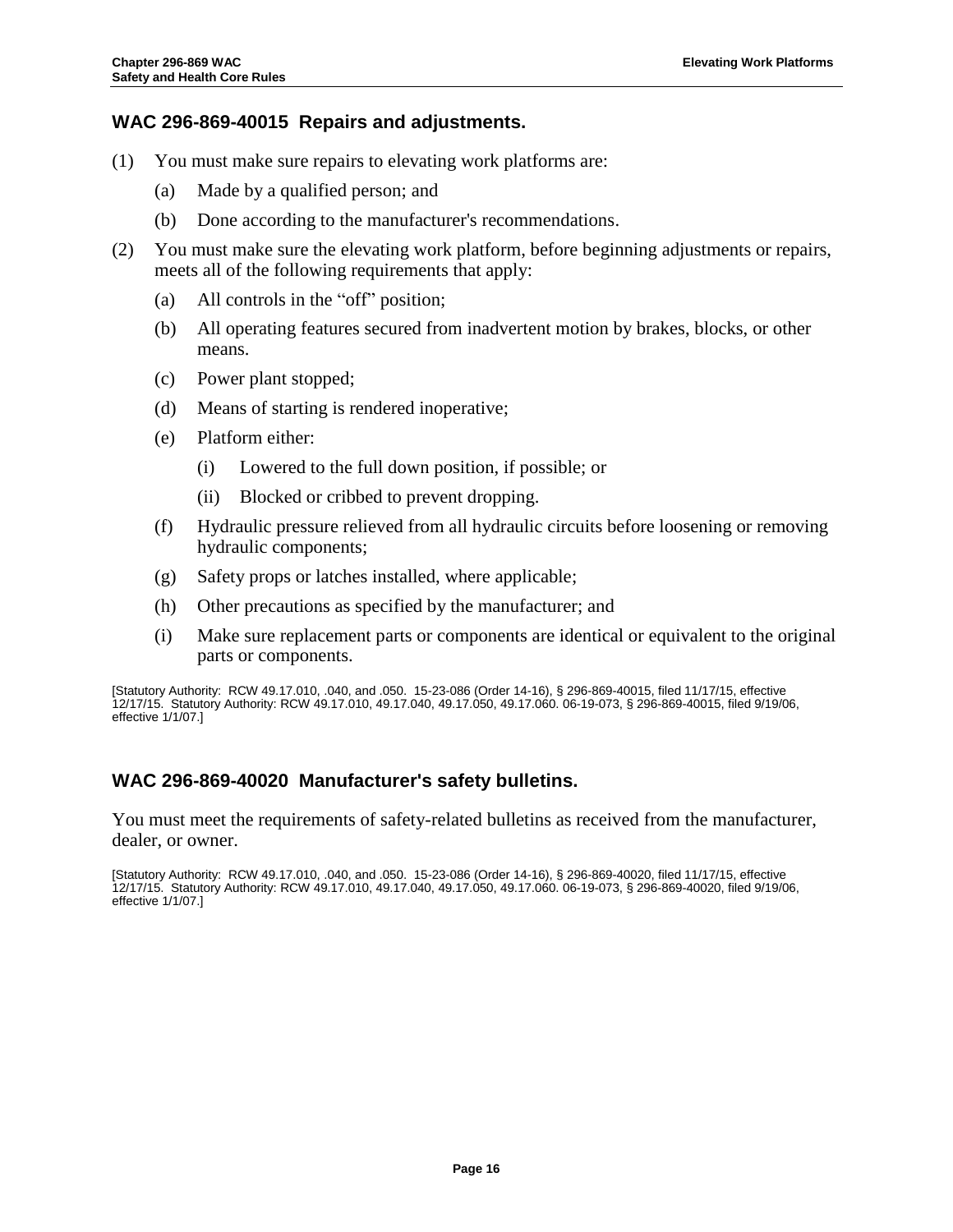## WAC 296-869-40015 Repairs and adjustments.

(1) You must make sure repairs to elevating work platforms are:

   (a) Made by a qualified person; and

   (b) Done according to the manufacturer's recommendations.

(2) You must make sure the elevating work platform, before beginning adjustments or repairs, meets all of the following requirements that apply:

   (a) All controls in the "off" position;

   (b) All operating features secured from inadvertent motion by brakes, blocks, or other means.

   (c) Power plant stopped;

   (d) Means of starting is rendered inoperative;

   (e) Platform either:

      (i) Lowered to the full down position, if possible; or

      (ii) Blocked or cribbed to prevent dropping.

   (f) Hydraulic pressure relieved from all hydraulic circuits before loosening or removing hydraulic components;

   (g) Safety props or latches installed, where applicable;

   (h) Other precautions as specified by the manufacturer; and

   (i) Make sure replacement parts or components are identical or equivalent to the original parts or components.

[Statutory Authority: RCW 49.17.010, .040, and .050. 15-23-086 (Order 14-16), § 296-869-40015, filed 11/17/15, effective 12/17/15. Statutory Authority: RCW 49.17.010, 49.17.040, 49.17.050, 49.17.060. 06-19-073, § 296-869-40015, filed 9/19/06, effective 1/1/07.]

## WAC 296-869-40020 Manufacturer's safety bulletins.

You must meet the requirements of safety-related bulletins as received from the manufacturer, dealer, or owner.

[Statutory Authority: RCW 49.17.010, .040, and .050. 15-23-086 (Order 14-16), § 296-869-40020, filed 11/17/15, effective 12/17/15. Statutory Authority: RCW 49.17.010, 49.17.040, 49.17.050, 49.17.060. 06-19-073, § 296-869-40020, filed 9/19/06, effective 1/1/07.]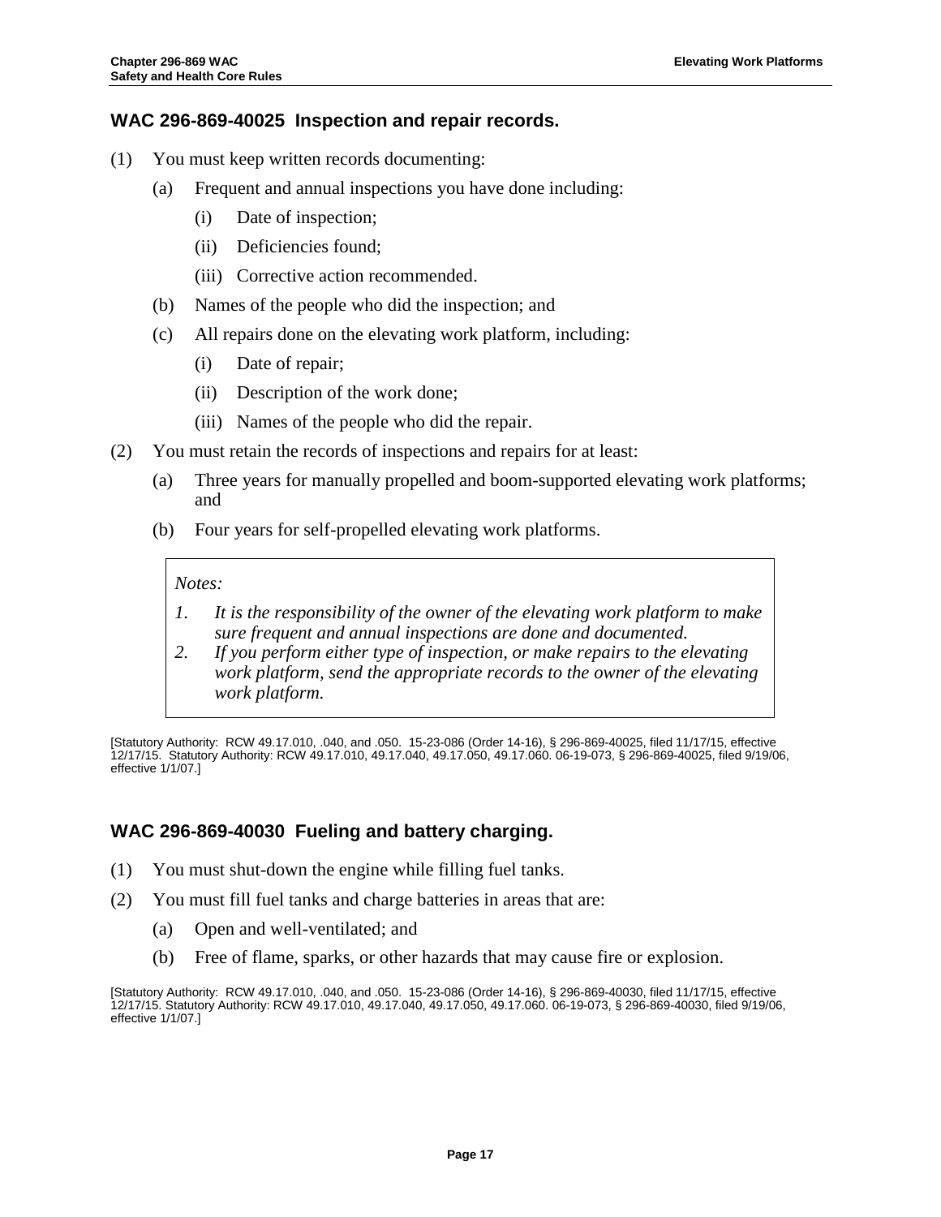## WAC 296-869-40025 Inspection and repair records.

(1) You must keep written records documenting:

- (a) Frequent and annual inspections you have done including:
  - (i) Date of inspection;
  - (ii) Deficiencies found;
  - (iii) Corrective action recommended.
- (b) Names of the people who did the inspection; and
- (c) All repairs done on the elevating work platform, including:
  - (i) Date of repair;
  - (ii) Description of the work done;
  - (iii) Names of the people who did the repair.

(2) You must retain the records of inspections and repairs for at least:

- (a) Three years for manually propelled and boom-supported elevating work platforms; and
- (b) Four years for self-propelled elevating work platforms.

> *Notes:*
>
> 1. *It is the responsibility of the owner of the elevating work platform to make sure frequent and annual inspections are done and documented.*
> 2. *If you perform either type of inspection, or make repairs to the elevating work platform, send the appropriate records to the owner of the elevating work platform.*

[Statutory Authority: RCW 49.17.010, .040, and .050. 15-23-086 (Order 14-16), § 296-869-40025, filed 11/17/15, effective 12/17/15. Statutory Authority: RCW 49.17.010, 49.17.040, 49.17.050, 49.17.060. 06-19-073, § 296-869-40025, filed 9/19/06, effective 1/1/07.]

## WAC 296-869-40030 Fueling and battery charging.

(1) You must shut-down the engine while filling fuel tanks.

(2) You must fill fuel tanks and charge batteries in areas that are:

- (a) Open and well-ventilated; and
- (b) Free of flame, sparks, or other hazards that may cause fire or explosion.

[Statutory Authority: RCW 49.17.010, .040, and .050. 15-23-086 (Order 14-16), § 296-869-40030, filed 11/17/15, effective 12/17/15. Statutory Authority: RCW 49.17.010, 49.17.040, 49.17.050, 49.17.060. 06-19-073, § 296-869-40030, filed 9/19/06, effective 1/1/07.]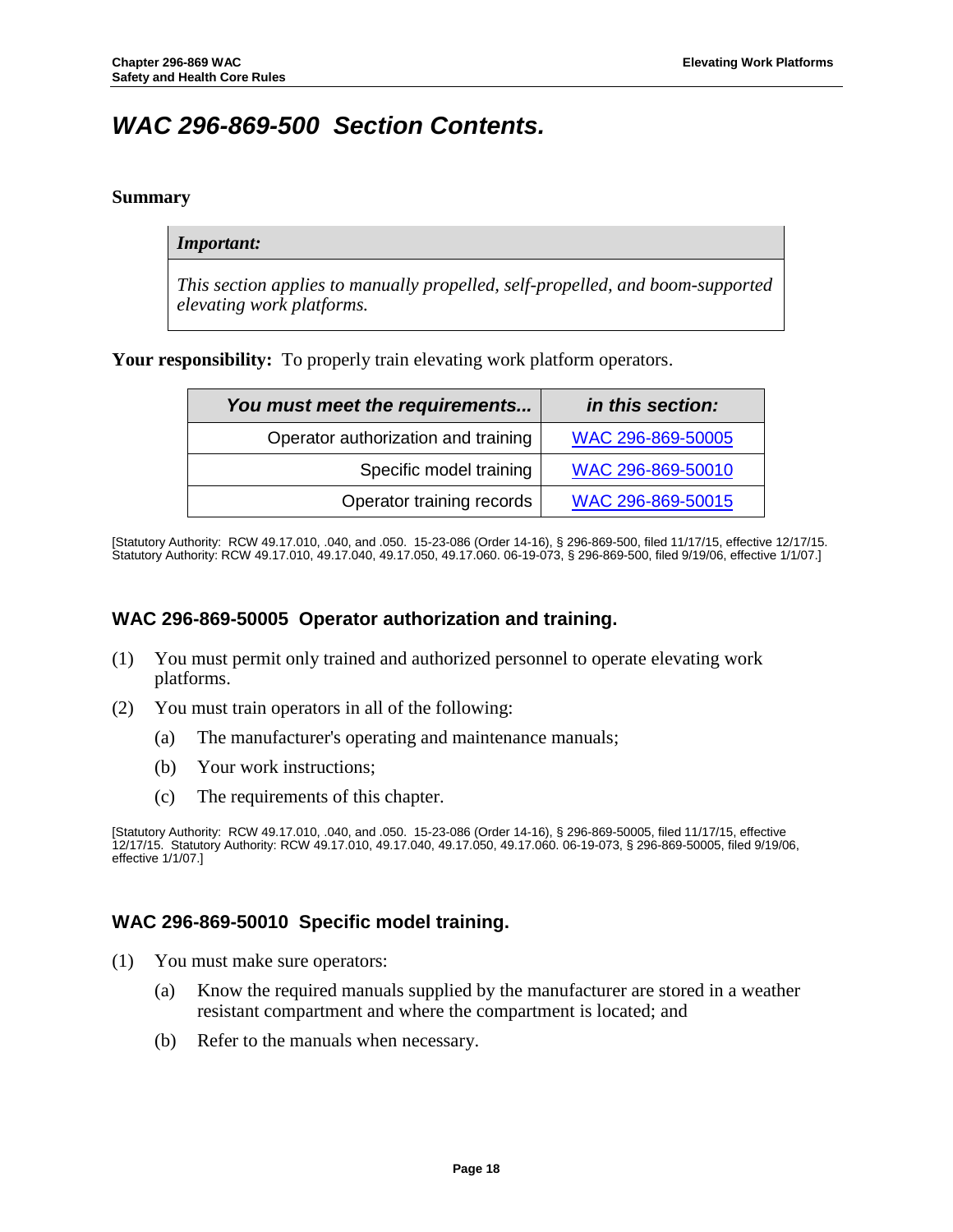# *WAC 296-869-500 Section Contents.*

**Summary**

| *Important:* |
|---|
| *This section applies to manually propelled, self-propelled, and boom-supported elevating work platforms.* |

**Your responsibility:** To properly train elevating work platform operators.

| *You must meet the requirements...* | *in this section:* |
|---|---|
| Operator authorization and training | WAC 296-869-50005 |
| Specific model training | WAC 296-869-50010 |
| Operator training records | WAC 296-869-50015 |

[Statutory Authority: RCW 49.17.010, .040, and .050. 15-23-086 (Order 14-16), § 296-869-500, filed 11/17/15, effective 12/17/15. Statutory Authority: RCW 49.17.010, 49.17.040, 49.17.050, 49.17.060. 06-19-073, § 296-869-500, filed 9/19/06, effective 1/1/07.]

## WAC 296-869-50005 Operator authorization and training.

(1) You must permit only trained and authorized personnel to operate elevating work platforms.

(2) You must train operators in all of the following:

- (a) The manufacturer's operating and maintenance manuals;
- (b) Your work instructions;
- (c) The requirements of this chapter.

[Statutory Authority: RCW 49.17.010, .040, and .050. 15-23-086 (Order 14-16), § 296-869-50005, filed 11/17/15, effective 12/17/15. Statutory Authority: RCW 49.17.010, 49.17.040, 49.17.050, 49.17.060. 06-19-073, § 296-869-50005, filed 9/19/06, effective 1/1/07.]

## WAC 296-869-50010 Specific model training.

(1) You must make sure operators:

- (a) Know the required manuals supplied by the manufacturer are stored in a weather resistant compartment and where the compartment is located; and
- (b) Refer to the manuals when necessary.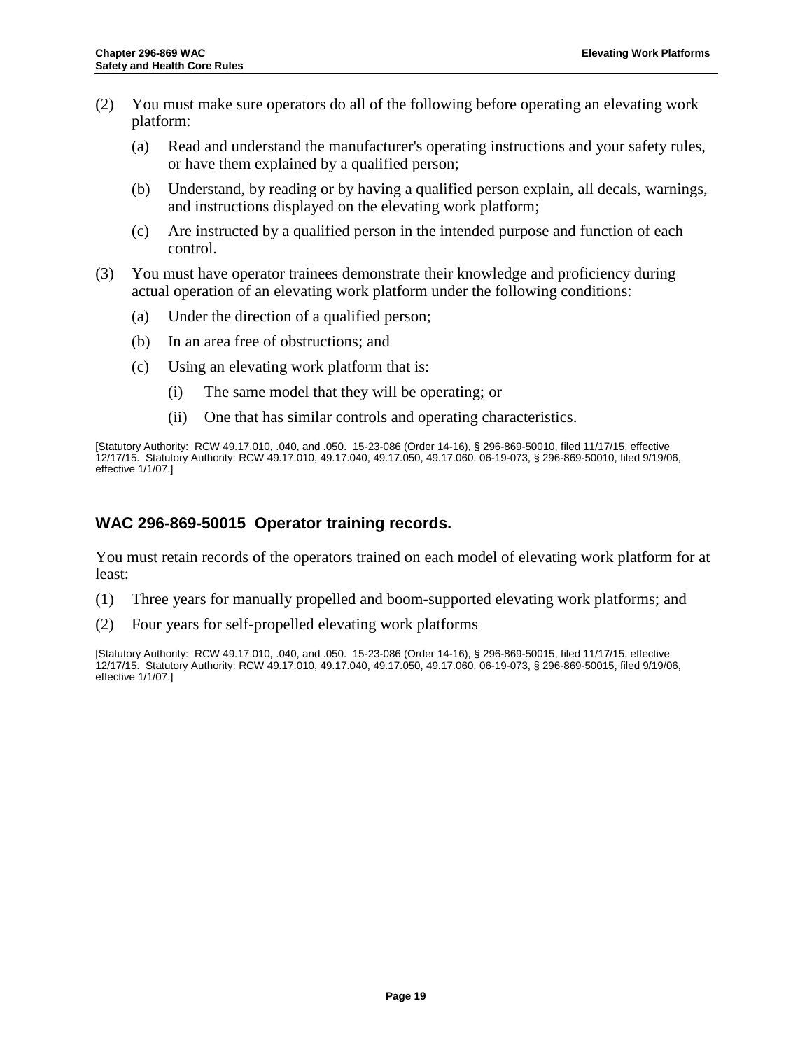(2) You must make sure operators do all of the following before operating an elevating work platform:

   (a) Read and understand the manufacturer's operating instructions and your safety rules, or have them explained by a qualified person;

   (b) Understand, by reading or by having a qualified person explain, all decals, warnings, and instructions displayed on the elevating work platform;

   (c) Are instructed by a qualified person in the intended purpose and function of each control.

(3) You must have operator trainees demonstrate their knowledge and proficiency during actual operation of an elevating work platform under the following conditions:

   (a) Under the direction of a qualified person;

   (b) In an area free of obstructions; and

   (c) Using an elevating work platform that is:

      (i) The same model that they will be operating; or

      (ii) One that has similar controls and operating characteristics.

[Statutory Authority: RCW 49.17.010, .040, and .050. 15-23-086 (Order 14-16), § 296-869-50010, filed 11/17/15, effective 12/17/15. Statutory Authority: RCW 49.17.010, 49.17.040, 49.17.050, 49.17.060. 06-19-073, § 296-869-50010, filed 9/19/06, effective 1/1/07.]

## WAC 296-869-50015 Operator training records.

You must retain records of the operators trained on each model of elevating work platform for at least:

(1) Three years for manually propelled and boom-supported elevating work platforms; and

(2) Four years for self-propelled elevating work platforms

[Statutory Authority: RCW 49.17.010, .040, and .050. 15-23-086 (Order 14-16), § 296-869-50015, filed 11/17/15, effective 12/17/15. Statutory Authority: RCW 49.17.010, 49.17.040, 49.17.050, 49.17.060. 06-19-073, § 296-869-50015, filed 9/19/06, effective 1/1/07.]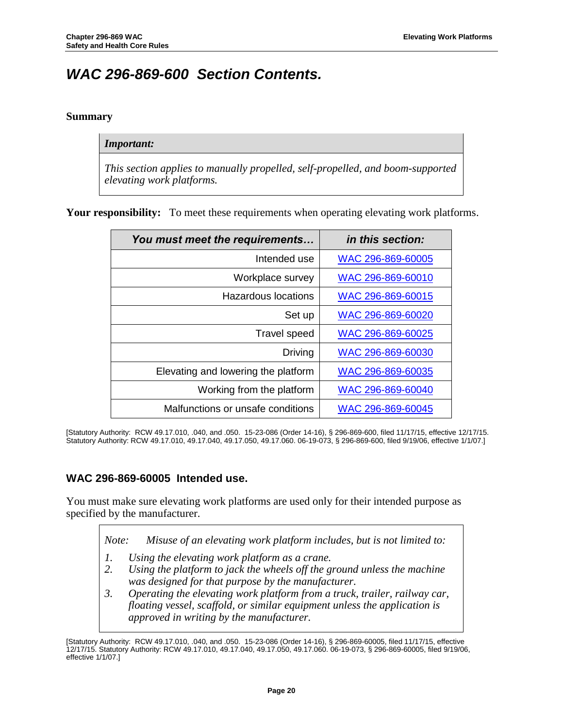# WAC 296-869-600 Section Contents.

**Summary**

| *Important:* |
| --- |
| *This section applies to manually propelled, self-propelled, and boom-supported elevating work platforms.* |

**Your responsibility:** To meet these requirements when operating elevating work platforms.

| *You must meet the requirements…* | *in this section:* |
| --- | --- |
| Intended use | WAC 296-869-60005 |
| Workplace survey | WAC 296-869-60010 |
| Hazardous locations | WAC 296-869-60015 |
| Set up | WAC 296-869-60020 |
| Travel speed | WAC 296-869-60025 |
| Driving | WAC 296-869-60030 |
| Elevating and lowering the platform | WAC 296-869-60035 |
| Working from the platform | WAC 296-869-60040 |
| Malfunctions or unsafe conditions | WAC 296-869-60045 |

[Statutory Authority: RCW 49.17.010, .040, and .050. 15-23-086 (Order 14-16), § 296-869-600, filed 11/17/15, effective 12/17/15. Statutory Authority: RCW 49.17.010, 49.17.040, 49.17.050, 49.17.060. 06-19-073, § 296-869-600, filed 9/19/06, effective 1/1/07.]

### WAC 296-869-60005 Intended use.

You must make sure elevating work platforms are used only for their intended purpose as specified by the manufacturer.

> *Note: Misuse of an elevating work platform includes, but is not limited to:*
>
> 1. *Using the elevating work platform as a crane.*
> 2. *Using the platform to jack the wheels off the ground unless the machine was designed for that purpose by the manufacturer.*
> 3. *Operating the elevating work platform from a truck, trailer, railway car, floating vessel, scaffold, or similar equipment unless the application is approved in writing by the manufacturer.*

[Statutory Authority: RCW 49.17.010, .040, and .050. 15-23-086 (Order 14-16), § 296-869-60005, filed 11/17/15, effective 12/17/15. Statutory Authority: RCW 49.17.010, 49.17.040, 49.17.050, 49.17.060. 06-19-073, § 296-869-60005, filed 9/19/06, effective 1/1/07.]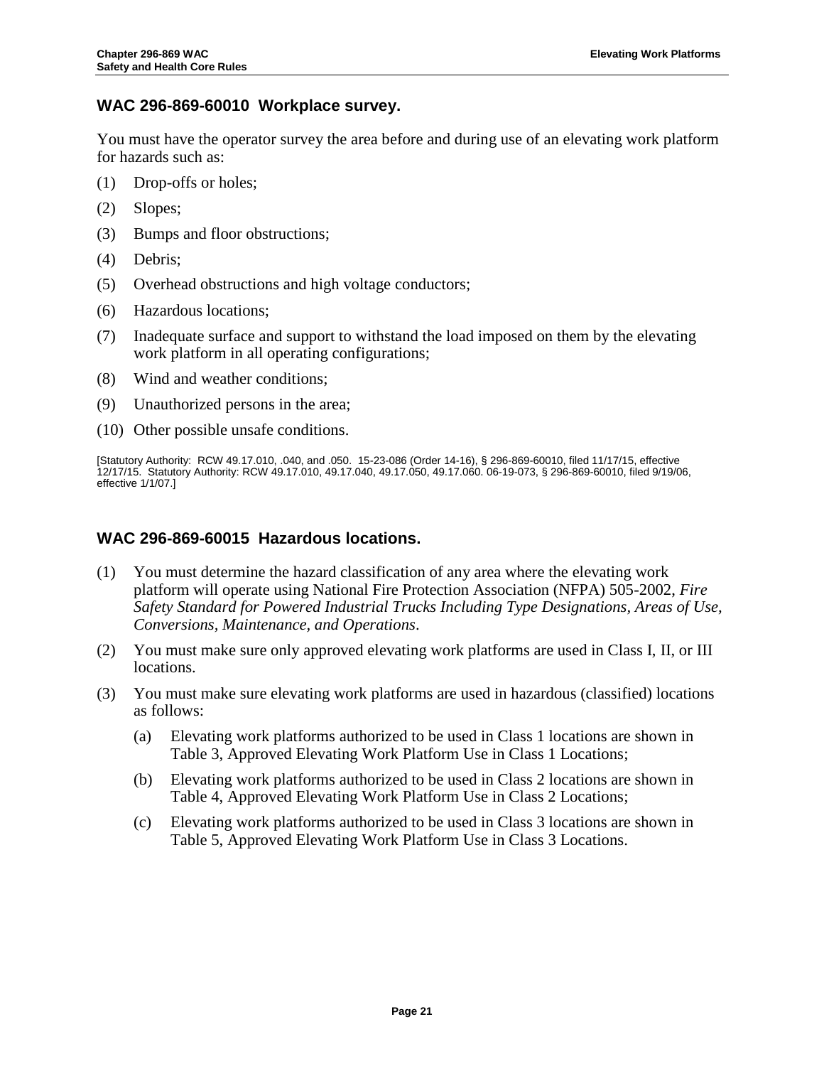## WAC 296-869-60010 Workplace survey.

You must have the operator survey the area before and during use of an elevating work platform for hazards such as:

(1) Drop-offs or holes;

(2) Slopes;

(3) Bumps and floor obstructions;

(4) Debris;

(5) Overhead obstructions and high voltage conductors;

(6) Hazardous locations;

(7) Inadequate surface and support to withstand the load imposed on them by the elevating work platform in all operating configurations;

(8) Wind and weather conditions;

(9) Unauthorized persons in the area;

(10) Other possible unsafe conditions.

[Statutory Authority: RCW 49.17.010, .040, and .050. 15-23-086 (Order 14-16), § 296-869-60010, filed 11/17/15, effective 12/17/15. Statutory Authority: RCW 49.17.010, 49.17.040, 49.17.050, 49.17.060. 06-19-073, § 296-869-60010, filed 9/19/06, effective 1/1/07.]

## WAC 296-869-60015 Hazardous locations.

(1) You must determine the hazard classification of any area where the elevating work platform will operate using National Fire Protection Association (NFPA) 505-2002, *Fire Safety Standard for Powered Industrial Trucks Including Type Designations, Areas of Use, Conversions, Maintenance, and Operations*.

(2) You must make sure only approved elevating work platforms are used in Class I, II, or III locations.

(3) You must make sure elevating work platforms are used in hazardous (classified) locations as follows:

  (a) Elevating work platforms authorized to be used in Class 1 locations are shown in Table 3, Approved Elevating Work Platform Use in Class 1 Locations;

  (b) Elevating work platforms authorized to be used in Class 2 locations are shown in Table 4, Approved Elevating Work Platform Use in Class 2 Locations;

  (c) Elevating work platforms authorized to be used in Class 3 locations are shown in Table 5, Approved Elevating Work Platform Use in Class 3 Locations.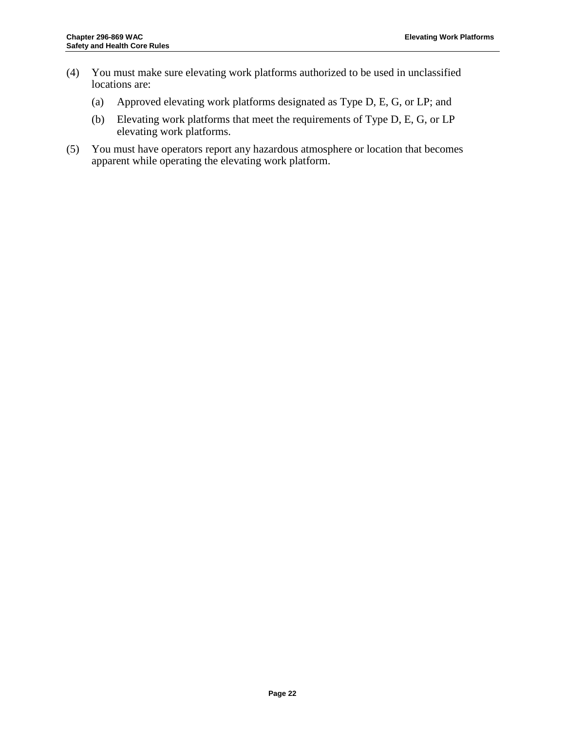(4) You must make sure elevating work platforms authorized to be used in unclassified locations are:

   (a) Approved elevating work platforms designated as Type D, E, G, or LP; and

   (b) Elevating work platforms that meet the requirements of Type D, E, G, or LP elevating work platforms.

(5) You must have operators report any hazardous atmosphere or location that becomes apparent while operating the elevating work platform.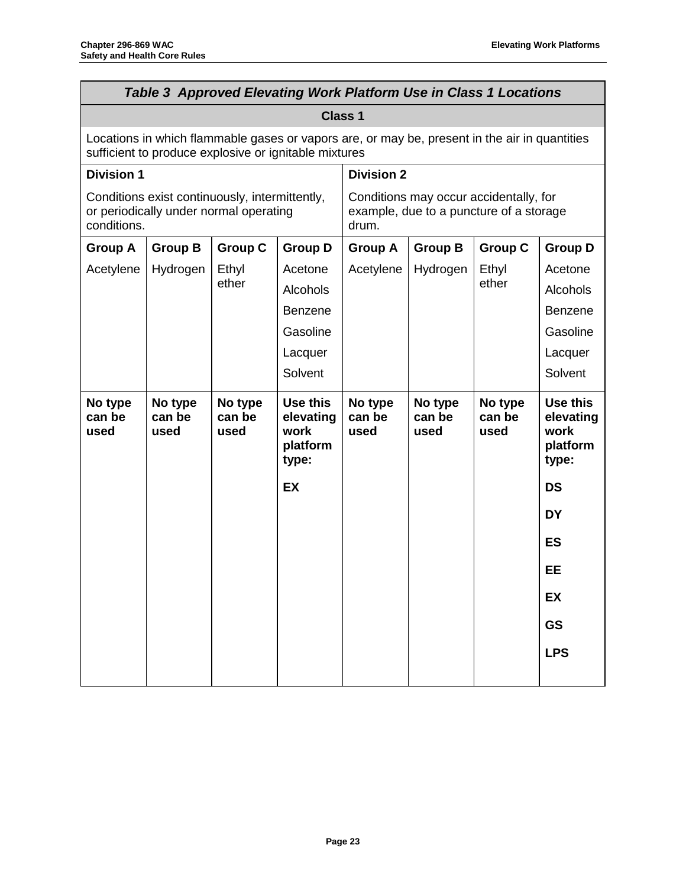| *Table 3 Approved Elevating Work Platform Use in Class 1 Locations* | | | | | | | |
|---|---|---|---|---|---|---|---|
| **Class 1** | | | | | | | |
| Locations in which flammable gases or vapors are, or may be, present in the air in quantities sufficient to produce explosive or ignitable mixtures | | | | | | | |
| **Division 1**<br><br>Conditions exist continuously, intermittently, or periodically under normal operating conditions. | | | | **Division 2**<br><br>Conditions may occur accidentally, for example, due to a puncture of a storage drum. | | | |
| **Group A** | **Group B** | **Group C** | **Group D** | **Group A** | **Group B** | **Group C** | **Group D** |
| Acetylene | Hydrogen | Ethyl ether | Acetone<br>Alcohols<br>Benzene<br>Gasoline<br>Lacquer<br>Solvent | Acetylene | Hydrogen | Ethyl ether | Acetone<br>Alcohols<br>Benzene<br>Gasoline<br>Lacquer<br>Solvent |
| **No type can be used** | **No type can be used** | **No type can be used** | **Use this elevating work platform type:**<br><br>**EX** | **No type can be used** | **No type can be used** | **No type can be used** | **Use this elevating work platform type:**<br><br>**DS**<br>**DY**<br>**ES**<br>**EE**<br>**EX**<br>**GS**<br>**LPS** |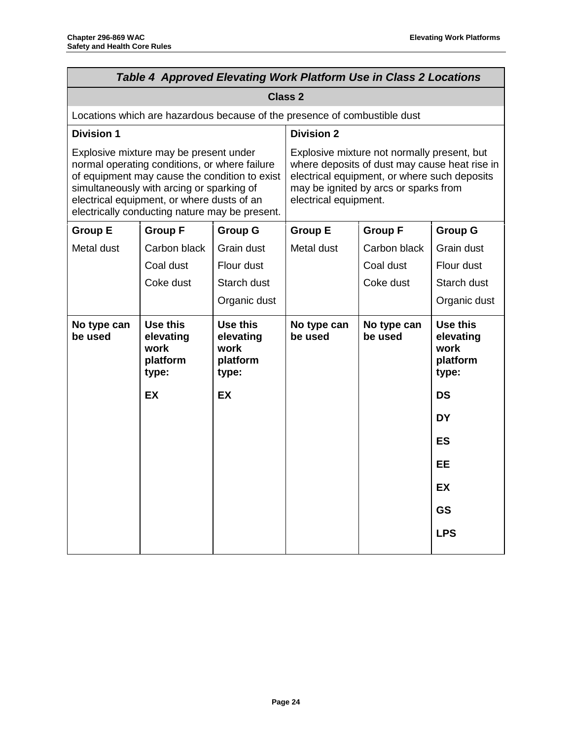| *Table 4 Approved Elevating Work Platform Use in Class 2 Locations* | | | | | |
|---|---|---|---|---|---|
| **Class 2** | | | | | |
| Locations which are hazardous because of the presence of combustible dust | | | | | |
| **Division 1**<br><br>Explosive mixture may be present under normal operating conditions, or where failure of equipment may cause the condition to exist simultaneously with arcing or sparking of electrical equipment, or where dusts of an electrically conducting nature may be present. | | | **Division 2**<br><br>Explosive mixture not normally present, but where deposits of dust may cause heat rise in electrical equipment, or where such deposits may be ignited by arcs or sparks from electrical equipment. | | |
| **Group E**<br><br>Metal dust | **Group F**<br><br>Carbon black<br>Coal dust<br>Coke dust | **Group G**<br><br>Grain dust<br>Flour dust<br>Starch dust<br>Organic dust | **Group E**<br><br>Metal dust | **Group F**<br><br>Carbon black<br>Coal dust<br>Coke dust | **Group G**<br><br>Grain dust<br>Flour dust<br>Starch dust<br>Organic dust |
| **No type can be used** | **Use this elevating work platform type:**<br><br>**EX** | **Use this elevating work platform type:**<br><br>**EX** | **No type can be used** | **No type can be used** | **Use this elevating work platform type:**<br><br>**DS**<br>**DY**<br>**ES**<br>**EE**<br>**EX**<br>**GS**<br>**LPS** |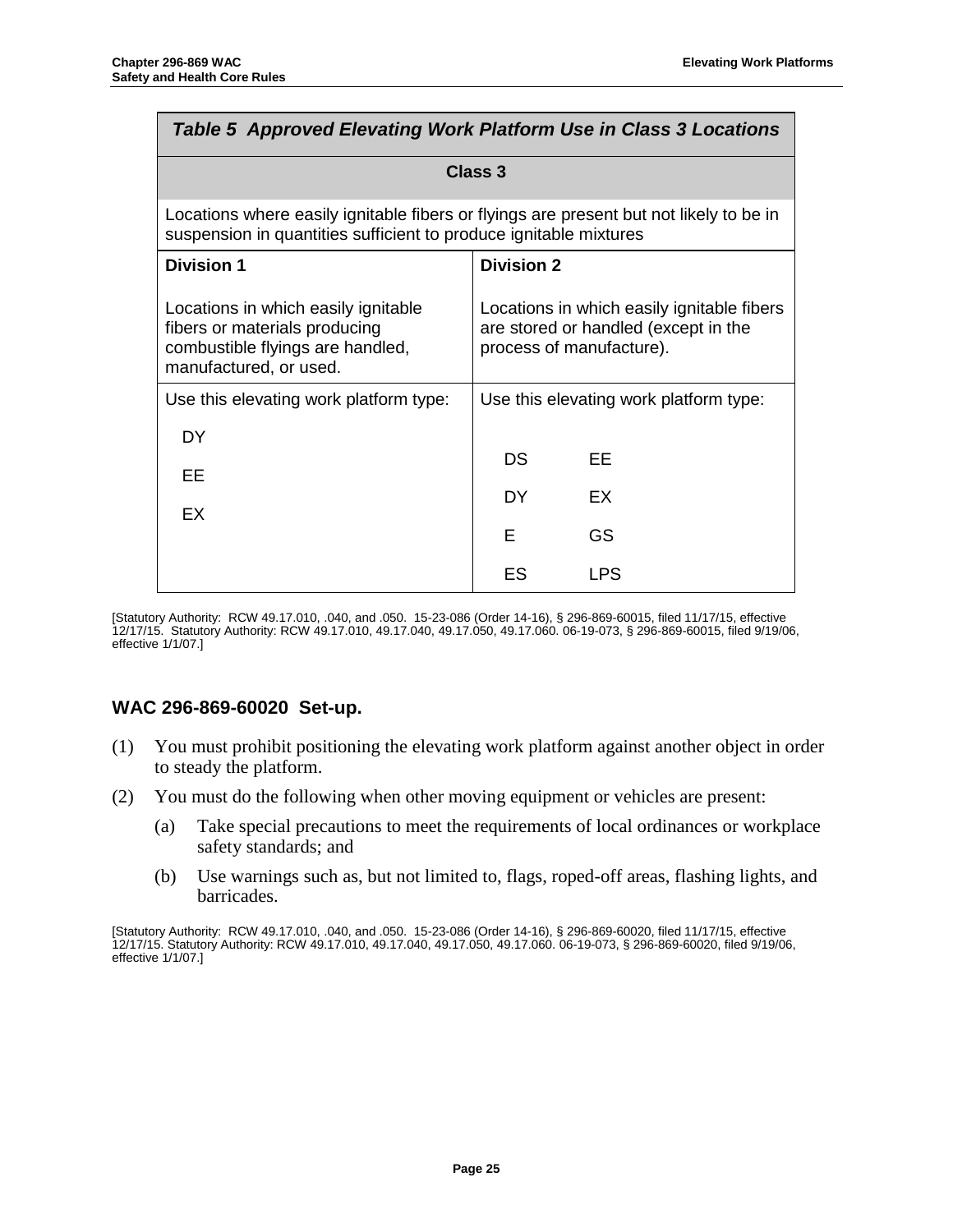| *Table 5 Approved Elevating Work Platform Use in Class 3 Locations* | |
|---|---|
| **Class 3** | |
| Locations where easily ignitable fibers or flyings are present but not likely to be in suspension in quantities sufficient to produce ignitable mixtures | |
| **Division 1**<br><br>Locations in which easily ignitable fibers or materials producing combustible flyings are handled, manufactured, or used. | **Division 2**<br><br>Locations in which easily ignitable fibers are stored or handled (except in the process of manufacture). |
| Use this elevating work platform type:<br><br>DY<br>EE<br>EX | Use this elevating work platform type:<br><br>DS EE<br>DY EX<br>E GS<br>ES LPS |

[Statutory Authority: RCW 49.17.010, .040, and .050. 15-23-086 (Order 14-16), § 296-869-60015, filed 11/17/15, effective 12/17/15. Statutory Authority: RCW 49.17.010, 49.17.040, 49.17.050, 49.17.060. 06-19-073, § 296-869-60015, filed 9/19/06, effective 1/1/07.]

## WAC 296-869-60020 Set-up.

(1) You must prohibit positioning the elevating work platform against another object in order to steady the platform.

(2) You must do the following when other moving equipment or vehicles are present:

(a) Take special precautions to meet the requirements of local ordinances or workplace safety standards; and

(b) Use warnings such as, but not limited to, flags, roped-off areas, flashing lights, and barricades.

[Statutory Authority: RCW 49.17.010, .040, and .050. 15-23-086 (Order 14-16), § 296-869-60020, filed 11/17/15, effective 12/17/15. Statutory Authority: RCW 49.17.010, 49.17.040, 49.17.050, 49.17.060. 06-19-073, § 296-869-60020, filed 9/19/06, effective 1/1/07.]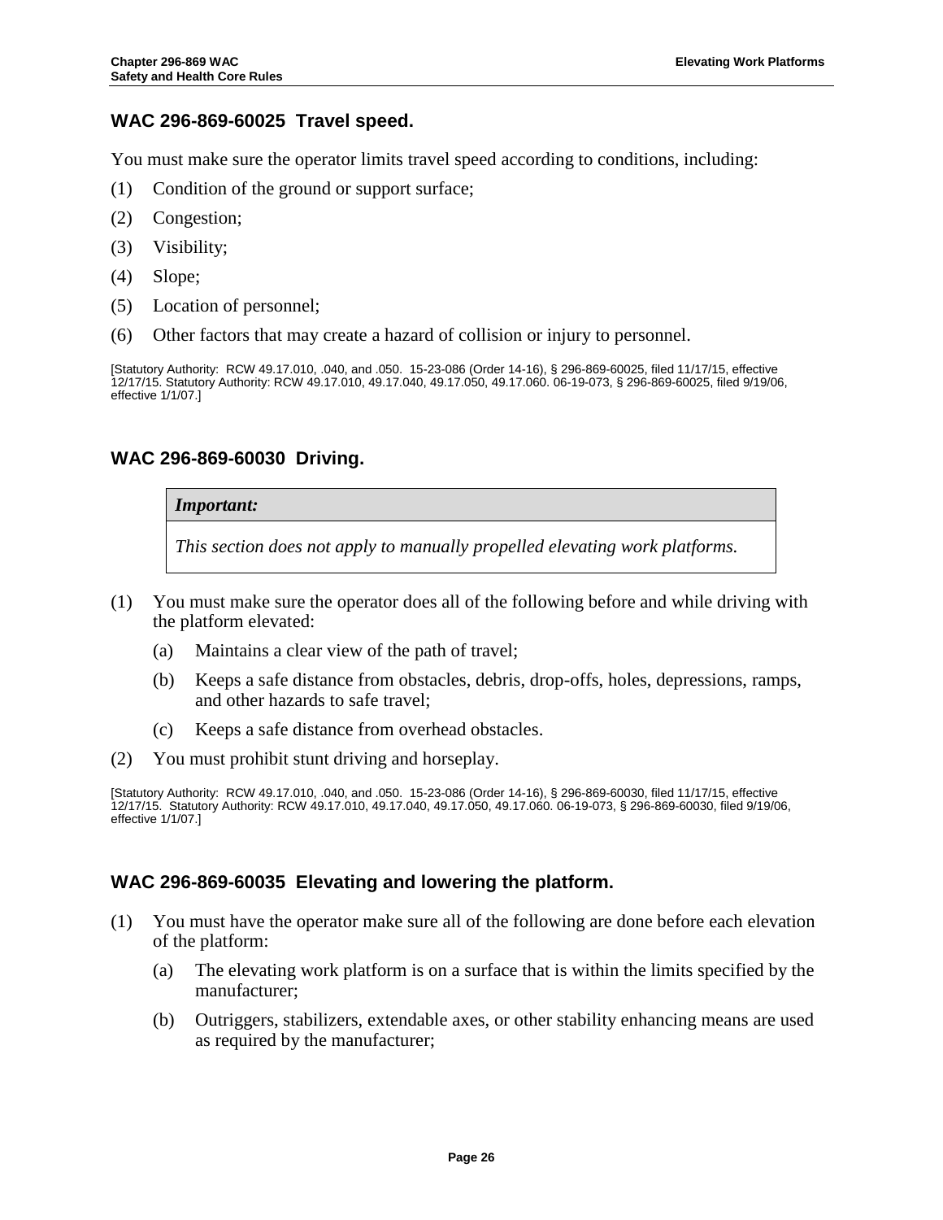## WAC 296-869-60025 Travel speed.

You must make sure the operator limits travel speed according to conditions, including:

(1) Condition of the ground or support surface;

(2) Congestion;

(3) Visibility;

(4) Slope;

(5) Location of personnel;

(6) Other factors that may create a hazard of collision or injury to personnel.

[Statutory Authority: RCW 49.17.010, .040, and .050. 15-23-086 (Order 14-16), § 296-869-60025, filed 11/17/15, effective 12/17/15. Statutory Authority: RCW 49.17.010, 49.17.040, 49.17.050, 49.17.060. 06-19-073, § 296-869-60025, filed 9/19/06, effective 1/1/07.]

## WAC 296-869-60030 Driving.

| ***Important:*** |
|---|
| *This section does not apply to manually propelled elevating work platforms.* |

(1) You must make sure the operator does all of the following before and while driving with the platform elevated:

   (a) Maintains a clear view of the path of travel;

   (b) Keeps a safe distance from obstacles, debris, drop-offs, holes, depressions, ramps, and other hazards to safe travel;

   (c) Keeps a safe distance from overhead obstacles.

(2) You must prohibit stunt driving and horseplay.

[Statutory Authority: RCW 49.17.010, .040, and .050. 15-23-086 (Order 14-16), § 296-869-60030, filed 11/17/15, effective 12/17/15. Statutory Authority: RCW 49.17.010, 49.17.040, 49.17.050, 49.17.060. 06-19-073, § 296-869-60030, filed 9/19/06, effective 1/1/07.]

## WAC 296-869-60035 Elevating and lowering the platform.

(1) You must have the operator make sure all of the following are done before each elevation of the platform:

   (a) The elevating work platform is on a surface that is within the limits specified by the manufacturer;

   (b) Outriggers, stabilizers, extendable axes, or other stability enhancing means are used as required by the manufacturer;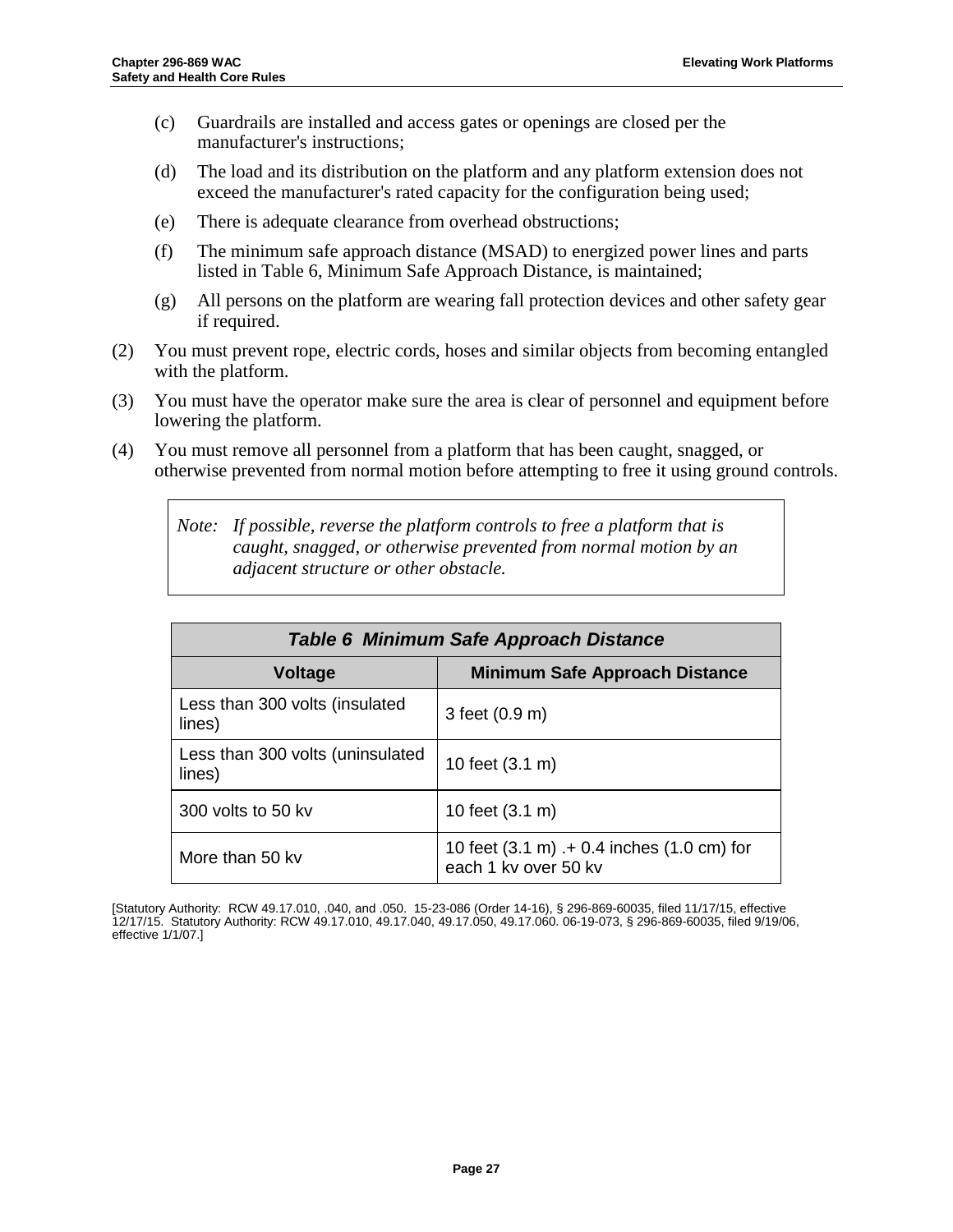(c) Guardrails are installed and access gates or openings are closed per the manufacturer's instructions;

(d) The load and its distribution on the platform and any platform extension does not exceed the manufacturer's rated capacity for the configuration being used;

(e) There is adequate clearance from overhead obstructions;

(f) The minimum safe approach distance (MSAD) to energized power lines and parts listed in Table 6, Minimum Safe Approach Distance, is maintained;

(g) All persons on the platform are wearing fall protection devices and other safety gear if required.

(2) You must prevent rope, electric cords, hoses and similar objects from becoming entangled with the platform.

(3) You must have the operator make sure the area is clear of personnel and equipment before lowering the platform.

(4) You must remove all personnel from a platform that has been caught, snagged, or otherwise prevented from normal motion before attempting to free it using ground controls.

> *Note: If possible, reverse the platform controls to free a platform that is caught, snagged, or otherwise prevented from normal motion by an adjacent structure or other obstacle.*

| ***Table 6 Minimum Safe Approach Distance*** | |
|---|---|
| **Voltage** | **Minimum Safe Approach Distance** |
| Less than 300 volts (insulated lines) | 3 feet (0.9 m) |
| Less than 300 volts (uninsulated lines) | 10 feet (3.1 m) |
| 300 volts to 50 kv | 10 feet (3.1 m) |
| More than 50 kv | 10 feet (3.1 m) .+ 0.4 inches (1.0 cm) for each 1 kv over 50 kv |

[Statutory Authority: RCW 49.17.010, .040, and .050. 15-23-086 (Order 14-16), § 296-869-60035, filed 11/17/15, effective 12/17/15. Statutory Authority: RCW 49.17.010, 49.17.040, 49.17.050, 49.17.060. 06-19-073, § 296-869-60035, filed 9/19/06, effective 1/1/07.]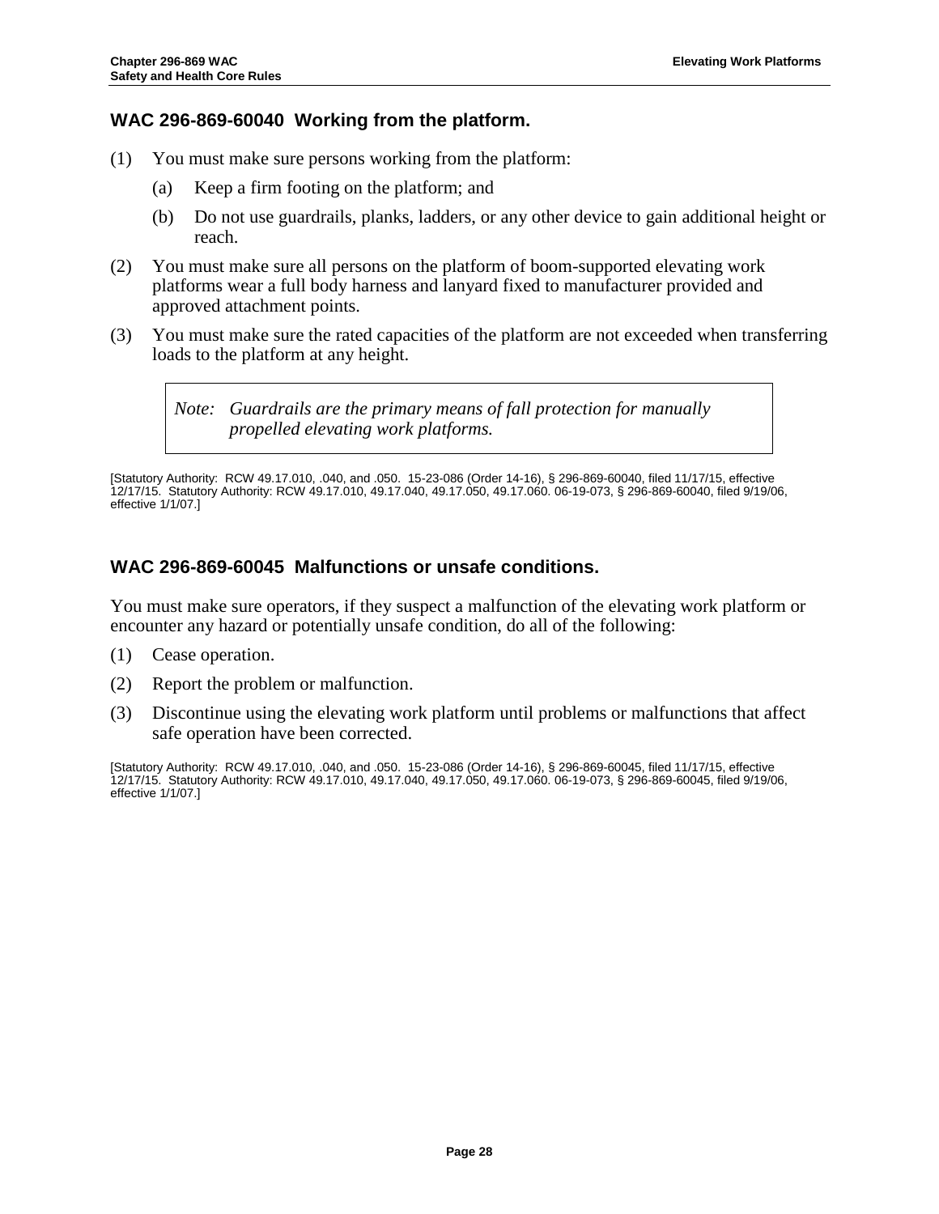## WAC 296-869-60040 Working from the platform.

(1) You must make sure persons working from the platform:

  (a) Keep a firm footing on the platform; and

  (b) Do not use guardrails, planks, ladders, or any other device to gain additional height or reach.

(2) You must make sure all persons on the platform of boom-supported elevating work platforms wear a full body harness and lanyard fixed to manufacturer provided and approved attachment points.

(3) You must make sure the rated capacities of the platform are not exceeded when transferring loads to the platform at any height.

> *Note: Guardrails are the primary means of fall protection for manually propelled elevating work platforms.*

[Statutory Authority: RCW 49.17.010, .040, and .050. 15-23-086 (Order 14-16), § 296-869-60040, filed 11/17/15, effective 12/17/15. Statutory Authority: RCW 49.17.010, 49.17.040, 49.17.050, 49.17.060. 06-19-073, § 296-869-60040, filed 9/19/06, effective 1/1/07.]

## WAC 296-869-60045 Malfunctions or unsafe conditions.

You must make sure operators, if they suspect a malfunction of the elevating work platform or encounter any hazard or potentially unsafe condition, do all of the following:

(1) Cease operation.

(2) Report the problem or malfunction.

(3) Discontinue using the elevating work platform until problems or malfunctions that affect safe operation have been corrected.

[Statutory Authority: RCW 49.17.010, .040, and .050. 15-23-086 (Order 14-16), § 296-869-60045, filed 11/17/15, effective 12/17/15. Statutory Authority: RCW 49.17.010, 49.17.040, 49.17.050, 49.17.060. 06-19-073, § 296-869-60045, filed 9/19/06, effective 1/1/07.]